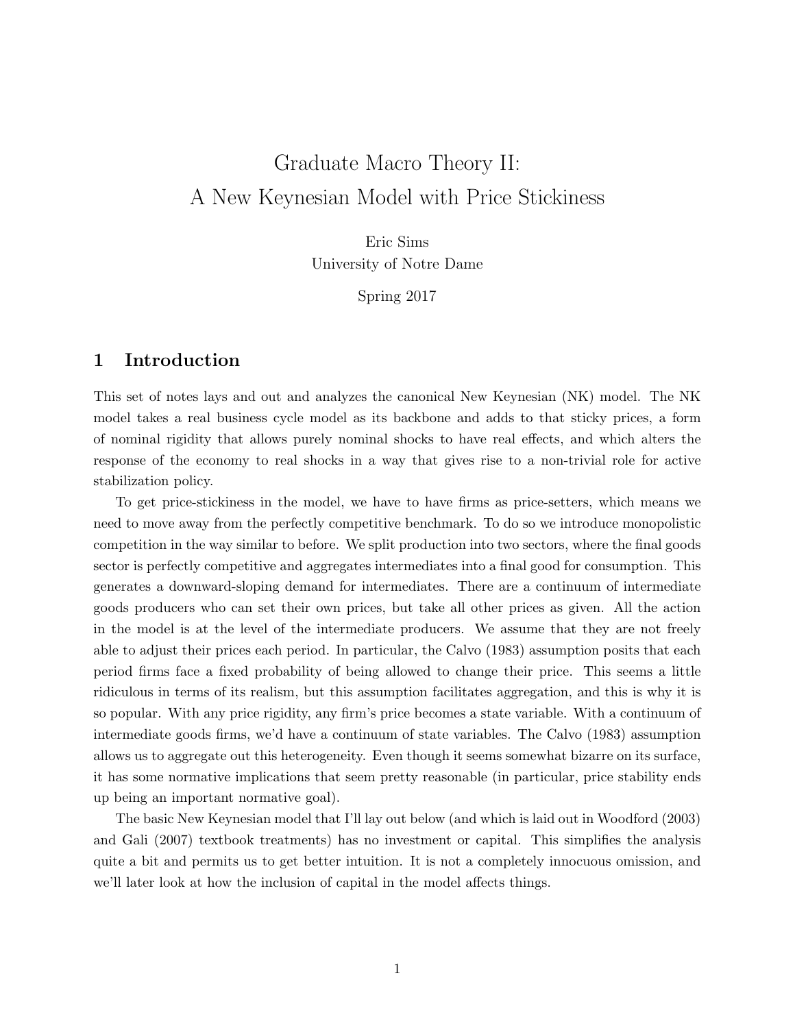# Graduate Macro Theory II:
# A New Keynesian Model with Price Stickiness

Eric Sims
University of Notre Dame

Spring 2017

## 1 Introduction

This set of notes lays and out and analyzes the canonical New Keynesian (NK) model. The NK model takes a real business cycle model as its backbone and adds to that sticky prices, a form of nominal rigidity that allows purely nominal shocks to have real effects, and which alters the response of the economy to real shocks in a way that gives rise to a non-trivial role for active stabilization policy.

To get price-stickiness in the model, we have to have firms as price-setters, which means we need to move away from the perfectly competitive benchmark. To do so we introduce monopolistic competition in the way similar to before. We split production into two sectors, where the final goods sector is perfectly competitive and aggregates intermediates into a final good for consumption. This generates a downward-sloping demand for intermediates. There are a continuum of intermediate goods producers who can set their own prices, but take all other prices as given. All the action in the model is at the level of the intermediate producers. We assume that they are not freely able to adjust their prices each period. In particular, the Calvo (1983) assumption posits that each period firms face a fixed probability of being allowed to change their price. This seems a little ridiculous in terms of its realism, but this assumption facilitates aggregation, and this is why it is so popular. With any price rigidity, any firm's price becomes a state variable. With a continuum of intermediate goods firms, we'd have a continuum of state variables. The Calvo (1983) assumption allows us to aggregate out this heterogeneity. Even though it seems somewhat bizarre on its surface, it has some normative implications that seem pretty reasonable (in particular, price stability ends up being an important normative goal).

The basic New Keynesian model that I'll lay out below (and which is laid out in Woodford (2003) and Gali (2007) textbook treatments) has no investment or capital. This simplifies the analysis quite a bit and permits us to get better intuition. It is not a completely innocuous omission, and we'll later look at how the inclusion of capital in the model affects things.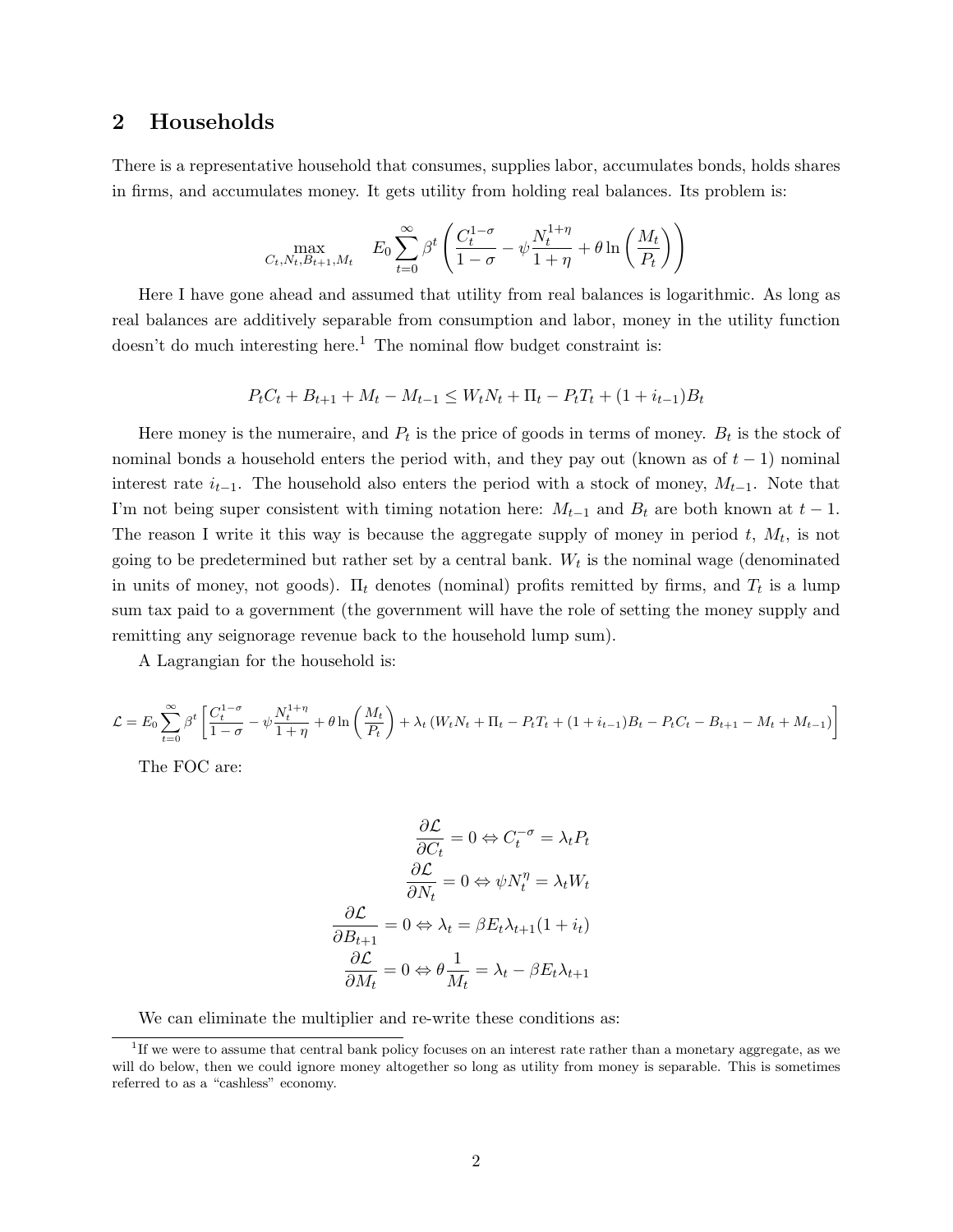## 2 Households

There is a representative household that consumes, supplies labor, accumulates bonds, holds shares in firms, and accumulates money. It gets utility from holding real balances. Its problem is:

$$\max_{C_t, N_t, B_{t+1}, M_t} \quad E_0 \sum_{t=0}^{\infty} \beta^t \left( \frac{C_t^{1-\sigma}}{1-\sigma} - \psi \frac{N_t^{1+\eta}}{1+\eta} + \theta \ln \left( \frac{M_t}{P_t} \right) \right)$$

Here I have gone ahead and assumed that utility from real balances is logarithmic. As long as real balances are additively separable from consumption and labor, money in the utility function doesn't do much interesting here.[1] The nominal flow budget constraint is:

$$P_t C_t + B_{t+1} + M_t - M_{t-1} \leq W_t N_t + \Pi_t - P_t T_t + (1 + i_{t-1}) B_t$$

Here money is the numeraire, and $P_t$ is the price of goods in terms of money. $B_t$ is the stock of nominal bonds a household enters the period with, and they pay out (known as of $t-1$) nominal interest rate $i_{t-1}$. The household also enters the period with a stock of money, $M_{t-1}$. Note that I'm not being super consistent with timing notation here: $M_{t-1}$ and $B_t$ are both known at $t-1$. The reason I write it this way is because the aggregate supply of money in period $t$, $M_t$, is not going to be predetermined but rather set by a central bank. $W_t$ is the nominal wage (denominated in units of money, not goods). $\Pi_t$ denotes (nominal) profits remitted by firms, and $T_t$ is a lump sum tax paid to a government (the government will have the role of setting the money supply and remitting any seignorage revenue back to the household lump sum).

A Lagrangian for the household is:

$$\mathcal{L} = E_0 \sum_{t=0}^{\infty} \beta^t \left[ \frac{C_t^{1-\sigma}}{1-\sigma} - \psi \frac{N_t^{1+\eta}}{1+\eta} + \theta \ln \left( \frac{M_t}{P_t} \right) + \lambda_t \left( W_t N_t + \Pi_t - P_t T_t + (1 + i_{t-1}) B_t - P_t C_t - B_{t+1} - M_t + M_{t-1} \right) \right]$$

The FOC are:

$$\frac{\partial \mathcal{L}}{\partial C_t} = 0 \Leftrightarrow C_t^{-\sigma} = \lambda_t P_t$$

$$\frac{\partial \mathcal{L}}{\partial N_t} = 0 \Leftrightarrow \psi N_t^{\eta} = \lambda_t W_t$$

$$\frac{\partial \mathcal{L}}{\partial B_{t+1}} = 0 \Leftrightarrow \lambda_t = \beta E_t \lambda_{t+1} (1 + i_t)$$

$$\frac{\partial \mathcal{L}}{\partial M_t} = 0 \Leftrightarrow \theta \frac{1}{M_t} = \lambda_t - \beta E_t \lambda_{t+1}$$

We can eliminate the multiplier and re-write these conditions as:

[1] If we were to assume that central bank policy focuses on an interest rate rather than a monetary aggregate, as we will do below, then we could ignore money altogether so long as utility from money is separable. This is sometimes referred to as a "cashless" economy.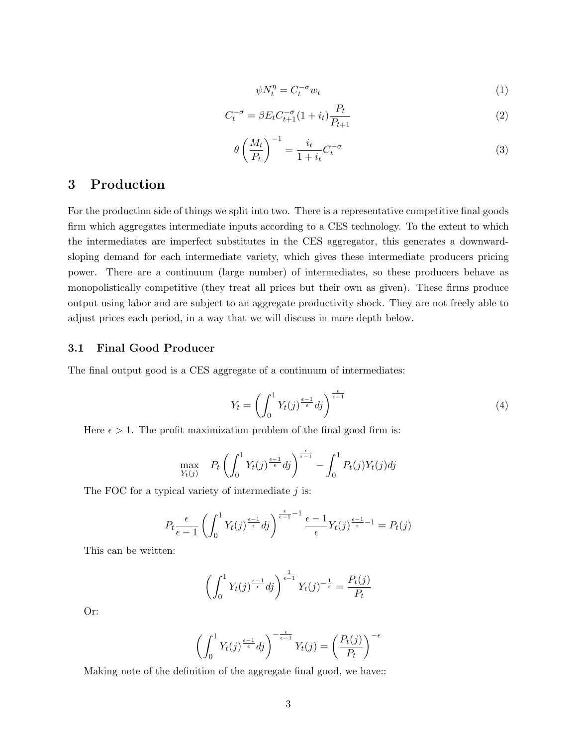$$\psi N_t^{\eta} = C_t^{-\sigma} w_t \tag{1}$$

$$C_t^{-\sigma} = \beta E_t C_{t+1}^{-\sigma}(1+i_t)\frac{P_t}{P_{t+1}} \tag{2}$$

$$\theta \left(\frac{M_t}{P_t}\right)^{-1} = \frac{i_t}{1+i_t} C_t^{-\sigma} \tag{3}$$

## 3 Production

For the production side of things we split into two. There is a representative competitive final goods firm which aggregates intermediate inputs according to a CES technology. To the extent to which the intermediates are imperfect substitutes in the CES aggregator, this generates a downward-sloping demand for each intermediate variety, which gives these intermediate producers pricing power. There are a continuum (large number) of intermediates, so these producers behave as monopolistically competitive (they treat all prices but their own as given). These firms produce output using labor and are subject to an aggregate productivity shock. They are not freely able to adjust prices each period, in a way that we will discuss in more depth below.

### 3.1 Final Good Producer

The final output good is a CES aggregate of a continuum of intermediates:

$$Y_t = \left(\int_0^1 Y_t(j)^{\frac{\epsilon-1}{\epsilon}} dj\right)^{\frac{\epsilon}{\epsilon-1}} \tag{4}$$

Here $\epsilon > 1$. The profit maximization problem of the final good firm is:

$$\max_{Y_t(j)} \quad P_t \left(\int_0^1 Y_t(j)^{\frac{\epsilon-1}{\epsilon}} dj\right)^{\frac{\epsilon}{\epsilon-1}} - \int_0^1 P_t(j) Y_t(j) dj$$

The FOC for a typical variety of intermediate $j$ is:

$$P_t \frac{\epsilon}{\epsilon-1}\left(\int_0^1 Y_t(j)^{\frac{\epsilon-1}{\epsilon}} dj\right)^{\frac{\epsilon}{\epsilon-1}-1} \frac{\epsilon-1}{\epsilon} Y_t(j)^{\frac{\epsilon-1}{\epsilon}-1} = P_t(j)$$

This can be written:

$$\left(\int_0^1 Y_t(j)^{\frac{\epsilon-1}{\epsilon}} dj\right)^{\frac{1}{\epsilon-1}} Y_t(j)^{-\frac{1}{\epsilon}} = \frac{P_t(j)}{P_t}$$

Or:

$$\left(\int_0^1 Y_t(j)^{\frac{\epsilon-1}{\epsilon}} dj\right)^{-\frac{\epsilon}{\epsilon-1}} Y_t(j) = \left(\frac{P_t(j)}{P_t}\right)^{-\epsilon}$$

Making note of the definition of the aggregate final good, we have::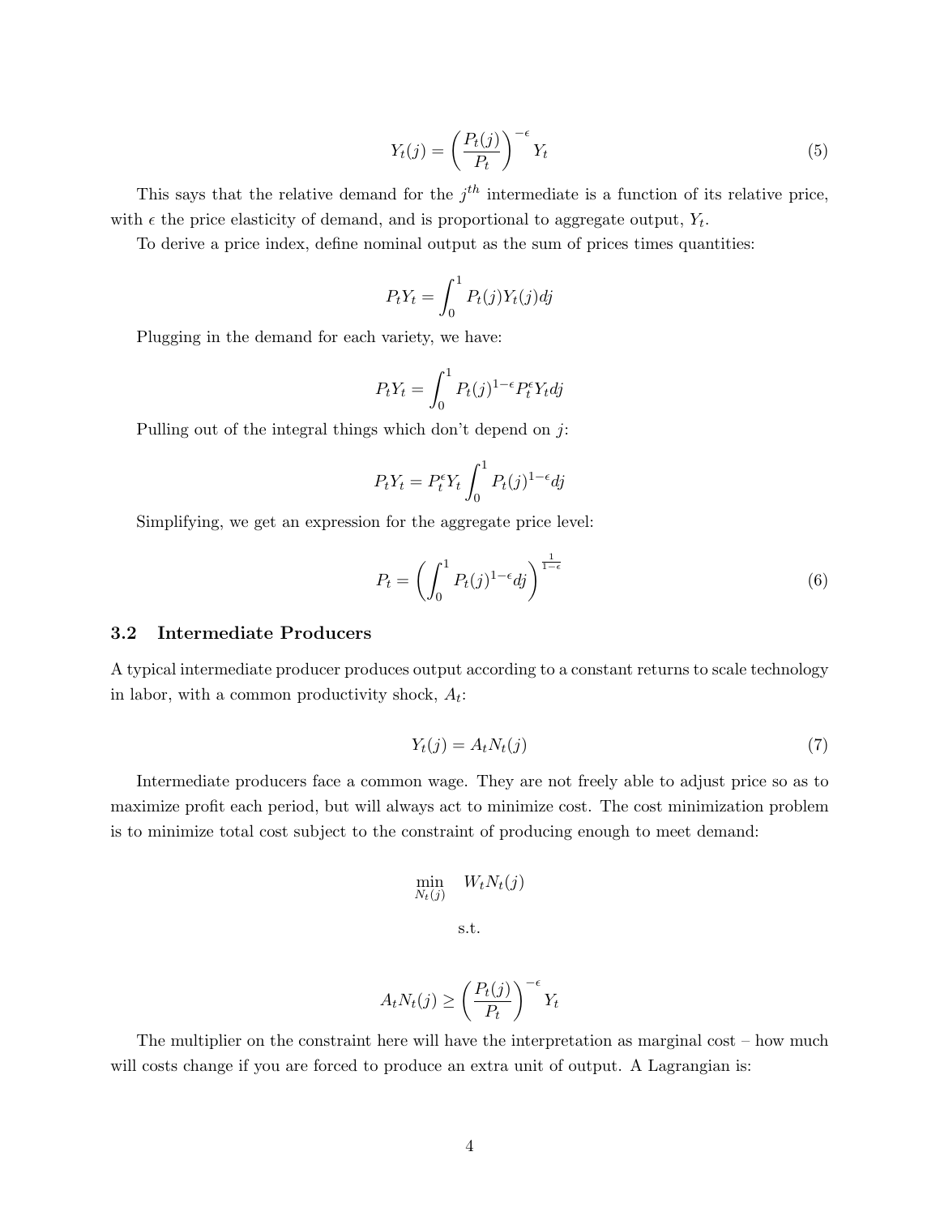$$Y_t(j) = \left( \frac{P_t(j)}{P_t} \right)^{-\epsilon} Y_t \tag{5}$$

This says that the relative demand for the $j^{th}$ intermediate is a function of its relative price, with $\epsilon$ the price elasticity of demand, and is proportional to aggregate output, $Y_t$.

To derive a price index, define nominal output as the sum of prices times quantities:

$$P_t Y_t = \int_0^1 P_t(j) Y_t(j) dj$$

Plugging in the demand for each variety, we have:

$$P_t Y_t = \int_0^1 P_t(j)^{1-\epsilon} P_t^{\epsilon} Y_t dj$$

Pulling out of the integral things which don't depend on $j$:

$$P_t Y_t = P_t^{\epsilon} Y_t \int_0^1 P_t(j)^{1-\epsilon} dj$$

Simplifying, we get an expression for the aggregate price level:

$$P_t = \left( \int_0^1 P_t(j)^{1-\epsilon} dj \right)^{\frac{1}{1-\epsilon}} \tag{6}$$

### 3.2 Intermediate Producers

A typical intermediate producer produces output according to a constant returns to scale technology in labor, with a common productivity shock, $A_t$:

$$Y_t(j) = A_t N_t(j) \tag{7}$$

Intermediate producers face a common wage. They are not freely able to adjust price so as to maximize profit each period, but will always act to minimize cost. The cost minimization problem is to minimize total cost subject to the constraint of producing enough to meet demand:

$$\min_{N_t(j)} \quad W_t N_t(j)$$

s.t.

$$A_t N_t(j) \geq \left( \frac{P_t(j)}{P_t} \right)^{-\epsilon} Y_t$$

The multiplier on the constraint here will have the interpretation as marginal cost – how much will costs change if you are forced to produce an extra unit of output. A Lagrangian is: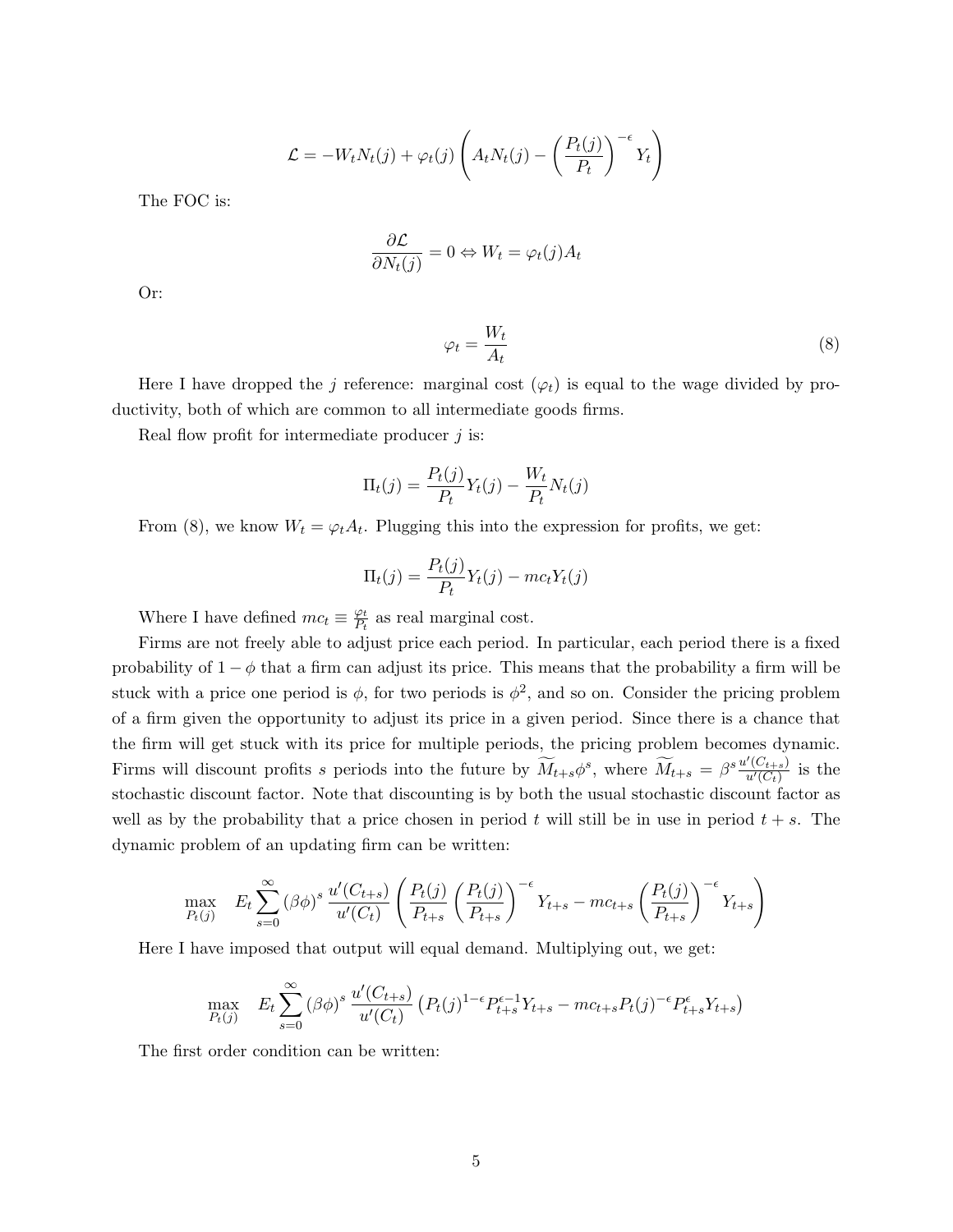$$\mathcal{L} = -W_t N_t(j) + \varphi_t(j)\left(A_t N_t(j) - \left(\frac{P_t(j)}{P_t}\right)^{-\epsilon} Y_t\right)$$

The FOC is:

$$\frac{\partial \mathcal{L}}{\partial N_t(j)} = 0 \Leftrightarrow W_t = \varphi_t(j) A_t$$

Or:

$$\varphi_t = \frac{W_t}{A_t} \tag{8}$$

Here I have dropped the $j$ reference: marginal cost ($\varphi_t$) is equal to the wage divided by productivity, both of which are common to all intermediate goods firms.

Real flow profit for intermediate producer $j$ is:

$$\Pi_t(j) = \frac{P_t(j)}{P_t} Y_t(j) - \frac{W_t}{P_t} N_t(j)$$

From (8), we know $W_t = \varphi_t A_t$. Plugging this into the expression for profits, we get:

$$\Pi_t(j) = \frac{P_t(j)}{P_t} Y_t(j) - mc_t Y_t(j)$$

Where I have defined $mc_t \equiv \frac{\varphi_t}{P_t}$ as real marginal cost.

Firms are not freely able to adjust price each period. In particular, each period there is a fixed probability of $1 - \phi$ that a firm can adjust its price. This means that the probability a firm will be stuck with a price one period is $\phi$, for two periods is $\phi^2$, and so on. Consider the pricing problem of a firm given the opportunity to adjust its price in a given period. Since there is a chance that the firm will get stuck with its price for multiple periods, the pricing problem becomes dynamic. Firms will discount profits $s$ periods into the future by $\widetilde{M}_{t+s}\phi^s$, where $\widetilde{M}_{t+s} = \beta^s \frac{u'(C_{t+s})}{u'(C_t)}$ is the stochastic discount factor. Note that discounting is by both the usual stochastic discount factor as well as by the probability that a price chosen in period $t$ will still be in use in period $t+s$. The dynamic problem of an updating firm can be written:

$$\max_{P_t(j)} \quad E_t \sum_{s=0}^{\infty} (\beta\phi)^s \frac{u'(C_{t+s})}{u'(C_t)} \left( \frac{P_t(j)}{P_{t+s}} \left(\frac{P_t(j)}{P_{t+s}}\right)^{-\epsilon} Y_{t+s} - mc_{t+s} \left(\frac{P_t(j)}{P_{t+s}}\right)^{-\epsilon} Y_{t+s} \right)$$

Here I have imposed that output will equal demand. Multiplying out, we get:

$$\max_{P_t(j)} \quad E_t \sum_{s=0}^{\infty} (\beta\phi)^s \frac{u'(C_{t+s})}{u'(C_t)} \left( P_t(j)^{1-\epsilon} P_{t+s}^{\epsilon-1} Y_{t+s} - mc_{t+s} P_t(j)^{-\epsilon} P_{t+s}^{\epsilon} Y_{t+s} \right)$$

The first order condition can be written: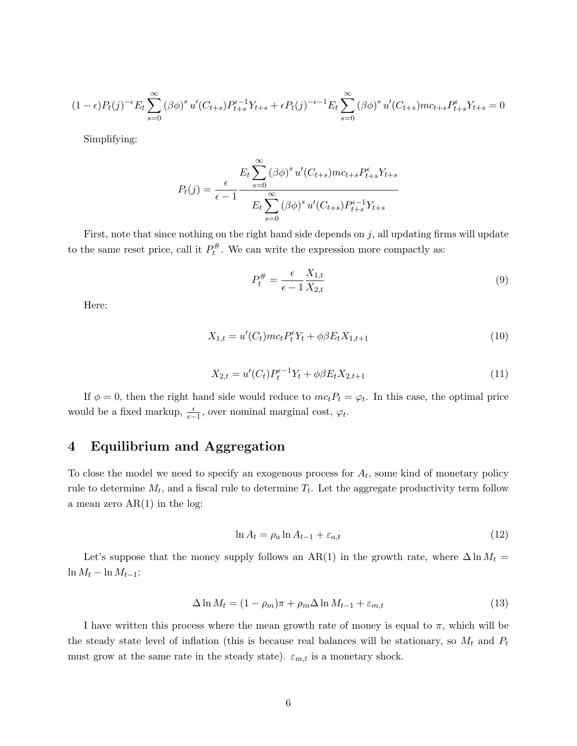$$(1-\epsilon)P_t(j)^{-\epsilon}E_t\sum_{s=0}^{\infty}(\beta\phi)^s u'(C_{t+s})P_{t+s}^{\epsilon-1}Y_{t+s}+\epsilon P_t(j)^{-\epsilon-1}E_t\sum_{s=0}^{\infty}(\beta\phi)^s u'(C_{t+s})mc_{t+s}P_{t+s}^{\epsilon}Y_{t+s}=0$$

Simplifying:

$$P_t(j)=\frac{\epsilon}{\epsilon-1}\frac{E_t\sum_{s=0}^{\infty}(\beta\phi)^s u'(C_{t+s})mc_{t+s}P_{t+s}^{\epsilon}Y_{t+s}}{E_t\sum_{s=0}^{\infty}(\beta\phi)^s u'(C_{t+s})P_{t+s}^{\epsilon-1}Y_{t+s}}$$

First, note that since nothing on the right hand side depends on $j$, all updating firms will update to the same reset price, call it $P_t^{\#}$. We can write the expression more compactly as:

$$P_t^{\#}=\frac{\epsilon}{\epsilon-1}\frac{X_{1,t}}{X_{2,t}} \tag{9}$$

Here:

$$X_{1,t}=u'(C_t)mc_tP_t^{\epsilon}Y_t+\phi\beta E_tX_{1,t+1} \tag{10}$$

$$X_{2,t}=u'(C_t)P_t^{\epsilon-1}Y_t+\phi\beta E_tX_{2,t+1} \tag{11}$$

If $\phi=0$, then the right hand side would reduce to $mc_tP_t=\varphi_t$. In this case, the optimal price would be a fixed markup, $\frac{\epsilon}{\epsilon-1}$, over nominal marginal cost, $\varphi_t$.

# 4 Equilibrium and Aggregation

To close the model we need to specify an exogenous process for $A_t$, some kind of monetary policy rule to determine $M_t$, and a fiscal rule to determine $T_t$. Let the aggregate productivity term follow a mean zero AR(1) in the log:

$$\ln A_t=\rho_a\ln A_{t-1}+\varepsilon_{a,t} \tag{12}$$

Let's suppose that the money supply follows an AR(1) in the growth rate, where $\Delta\ln M_t=\ln M_t-\ln M_{t-1}$:

$$\Delta\ln M_t=(1-\rho_m)\pi+\rho_m\Delta\ln M_{t-1}+\varepsilon_{m,t} \tag{13}$$

I have written this process where the mean growth rate of money is equal to $\pi$, which will be the steady state level of inflation (this is because real balances will be stationary, so $M_t$ and $P_t$ must grow at the same rate in the steady state). $\varepsilon_{m,t}$ is a monetary shock.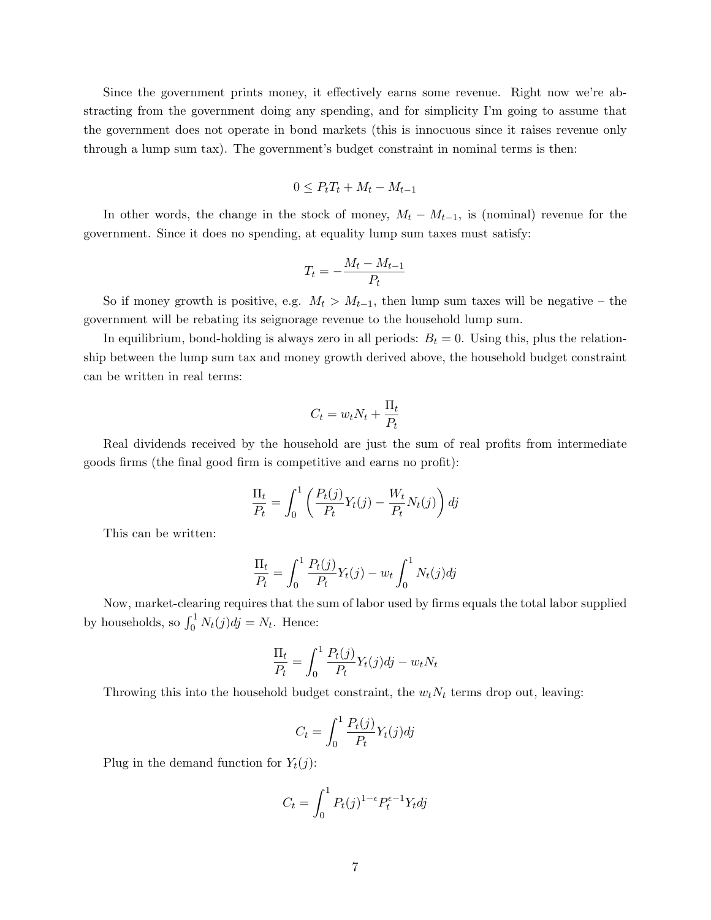Since the government prints money, it effectively earns some revenue. Right now we're abstracting from the government doing any spending, and for simplicity I'm going to assume that the government does not operate in bond markets (this is innocuous since it raises revenue only through a lump sum tax). The government's budget constraint in nominal terms is then:

$$0 \leq P_t T_t + M_t - M_{t-1}$$

In other words, the change in the stock of money, $M_t - M_{t-1}$, is (nominal) revenue for the government. Since it does no spending, at equality lump sum taxes must satisfy:

$$T_t = -\frac{M_t - M_{t-1}}{P_t}$$

So if money growth is positive, e.g. $M_t > M_{t-1}$, then lump sum taxes will be negative – the government will be rebating its seignorage revenue to the household lump sum.

In equilibrium, bond-holding is always zero in all periods: $B_t = 0$. Using this, plus the relationship between the lump sum tax and money growth derived above, the household budget constraint can be written in real terms:

$$C_t = w_t N_t + \frac{\Pi_t}{P_t}$$

Real dividends received by the household are just the sum of real profits from intermediate goods firms (the final good firm is competitive and earns no profit):

$$\frac{\Pi_t}{P_t} = \int_0^1 \left( \frac{P_t(j)}{P_t} Y_t(j) - \frac{W_t}{P_t} N_t(j) \right) dj$$

This can be written:

$$\frac{\Pi_t}{P_t} = \int_0^1 \frac{P_t(j)}{P_t} Y_t(j) - w_t \int_0^1 N_t(j) dj$$

Now, market-clearing requires that the sum of labor used by firms equals the total labor supplied by households, so $\int_0^1 N_t(j) dj = N_t$. Hence:

$$\frac{\Pi_t}{P_t} = \int_0^1 \frac{P_t(j)}{P_t} Y_t(j) dj - w_t N_t$$

Throwing this into the household budget constraint, the $w_t N_t$ terms drop out, leaving:

$$C_t = \int_0^1 \frac{P_t(j)}{P_t} Y_t(j) dj$$

Plug in the demand function for $Y_t(j)$:

$$C_t = \int_0^1 P_t(j)^{1-\epsilon} P_t^{\epsilon - 1} Y_t dj$$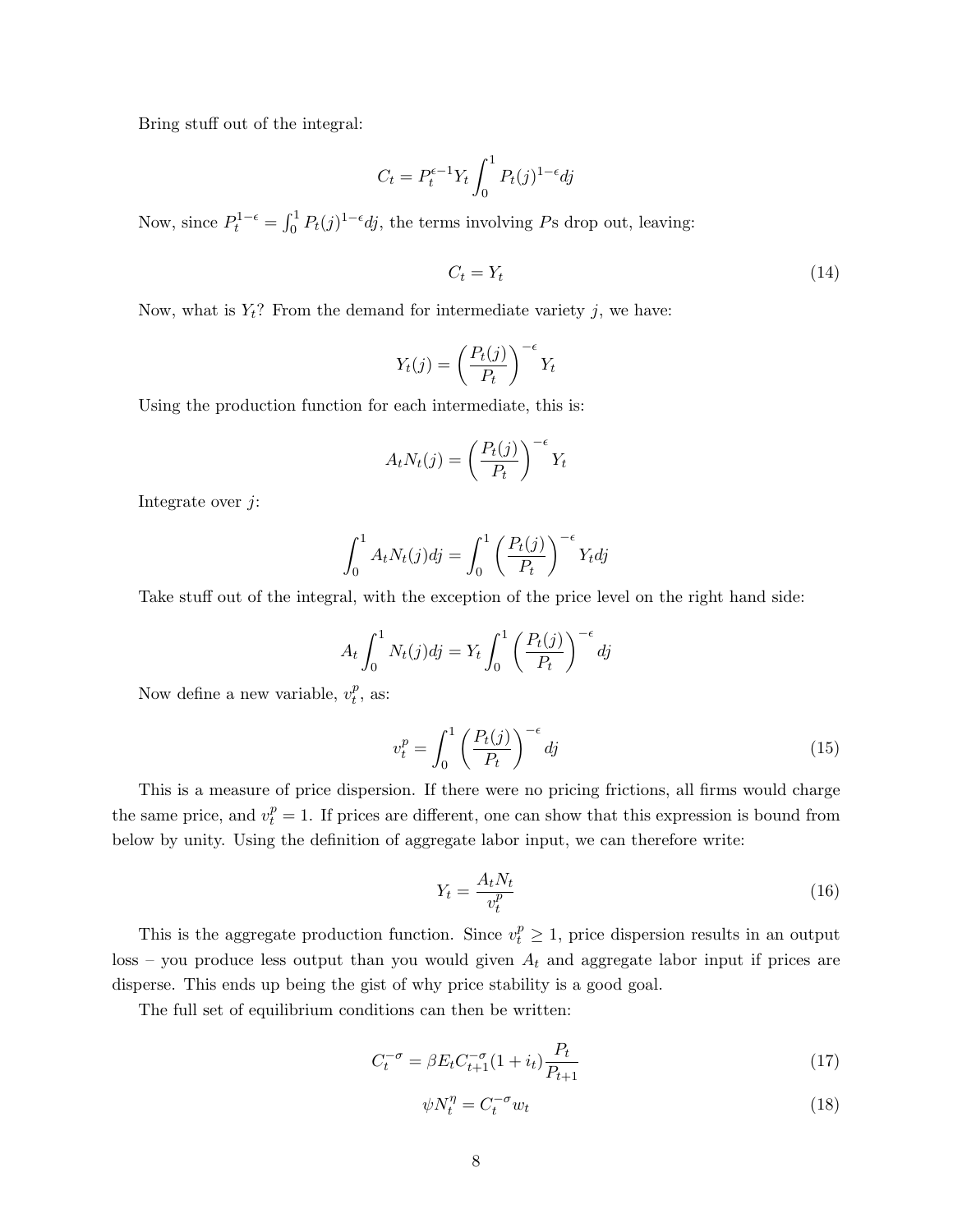Bring stuff out of the integral:

$$C_t = P_t^{\epsilon-1} Y_t \int_0^1 P_t(j)^{1-\epsilon} dj$$

Now, since $P_t^{1-\epsilon} = \int_0^1 P_t(j)^{1-\epsilon} dj$, the terms involving $P$s drop out, leaving:

$$C_t = Y_t \tag{14}$$

Now, what is $Y_t$? From the demand for intermediate variety $j$, we have:

$$Y_t(j) = \left( \frac{P_t(j)}{P_t} \right)^{-\epsilon} Y_t$$

Using the production function for each intermediate, this is:

$$A_t N_t(j) = \left( \frac{P_t(j)}{P_t} \right)^{-\epsilon} Y_t$$

Integrate over $j$:

$$\int_0^1 A_t N_t(j) dj = \int_0^1 \left( \frac{P_t(j)}{P_t} \right)^{-\epsilon} Y_t dj$$

Take stuff out of the integral, with the exception of the price level on the right hand side:

$$A_t \int_0^1 N_t(j) dj = Y_t \int_0^1 \left( \frac{P_t(j)}{P_t} \right)^{-\epsilon} dj$$

Now define a new variable, $v_t^p$, as:

$$v_t^p = \int_0^1 \left( \frac{P_t(j)}{P_t} \right)^{-\epsilon} dj \tag{15}$$

This is a measure of price dispersion. If there were no pricing frictions, all firms would charge the same price, and $v_t^p = 1$. If prices are different, one can show that this expression is bound from below by unity. Using the definition of aggregate labor input, we can therefore write:

$$Y_t = \frac{A_t N_t}{v_t^p} \tag{16}$$

This is the aggregate production function. Since $v_t^p \geq 1$, price dispersion results in an output loss – you produce less output than you would given $A_t$ and aggregate labor input if prices are disperse. This ends up being the gist of why price stability is a good goal.

The full set of equilibrium conditions can then be written:

$$C_t^{-\sigma} = \beta E_t C_{t+1}^{-\sigma} (1 + i_t) \frac{P_t}{P_{t+1}} \tag{17}$$

$$\psi N_t^{\eta} = C_t^{-\sigma} w_t \tag{18}$$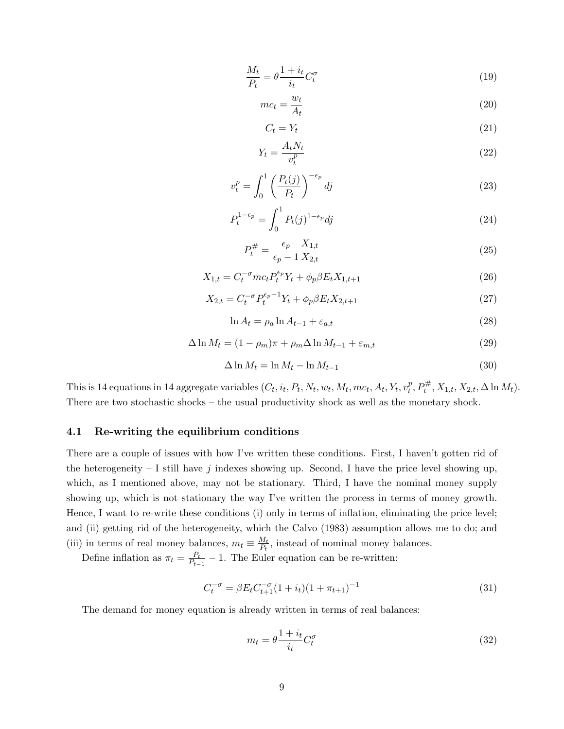$$\frac{M_t}{P_t} = \theta \frac{1 + i_t}{i_t} C_t^{\sigma} \tag{19}$$

$$mc_t = \frac{w_t}{A_t} \tag{20}$$

$$C_t = Y_t \tag{21}$$

$$Y_t = \frac{A_t N_t}{v_t^p} \tag{22}$$

$$v_t^p = \int_0^1 \left( \frac{P_t(j)}{P_t} \right)^{-\epsilon_p} dj \tag{23}$$

$$P_t^{1-\epsilon_p} = \int_0^1 P_t(j)^{1-\epsilon_p} dj \tag{24}$$

$$P_t^{\#} = \frac{\epsilon_p}{\epsilon_p - 1} \frac{X_{1,t}}{X_{2,t}} \tag{25}$$

$$X_{1,t} = C_t^{-\sigma} mc_t P_t^{\epsilon_p} Y_t + \phi_p \beta E_t X_{1,t+1} \tag{26}$$

$$X_{2,t} = C_t^{-\sigma} P_t^{\epsilon_p - 1} Y_t + \phi_p \beta E_t X_{2,t+1} \tag{27}$$

$$\ln A_t = \rho_a \ln A_{t-1} + \varepsilon_{a,t} \tag{28}$$

$$\Delta \ln M_t = (1 - \rho_m)\pi + \rho_m \Delta \ln M_{t-1} + \varepsilon_{m,t} \tag{29}$$

$$\Delta \ln M_t = \ln M_t - \ln M_{t-1} \tag{30}$$

This is 14 equations in 14 aggregate variables $(C_t, i_t, P_t, N_t, w_t, M_t, mc_t, A_t, Y_t, v_t^p, P_t^{\#}, X_{1,t}, X_{2,t}, \Delta \ln M_t)$. There are two stochastic shocks – the usual productivity shock as well as the monetary shock.

### 4.1 Re-writing the equilibrium conditions

There are a couple of issues with how I've written these conditions. First, I haven't gotten rid of the heterogeneity – I still have $j$ indexes showing up. Second, I have the price level showing up, which, as I mentioned above, may not be stationary. Third, I have the nominal money supply showing up, which is not stationary the way I've written the process in terms of money growth. Hence, I want to re-write these conditions (i) only in terms of inflation, eliminating the price level; and (ii) getting rid of the heterogeneity, which the Calvo (1983) assumption allows me to do; and (iii) in terms of real money balances, $m_t \equiv \frac{M_t}{P_t}$, instead of nominal money balances.

Define inflation as $\pi_t = \frac{P_t}{P_{t-1}} - 1$. The Euler equation can be re-written:

$$C_t^{-\sigma} = \beta E_t C_{t+1}^{-\sigma} (1 + i_t)(1 + \pi_{t+1})^{-1} \tag{31}$$

The demand for money equation is already written in terms of real balances:

$$m_t = \theta \frac{1 + i_t}{i_t} C_t^{\sigma} \tag{32}$$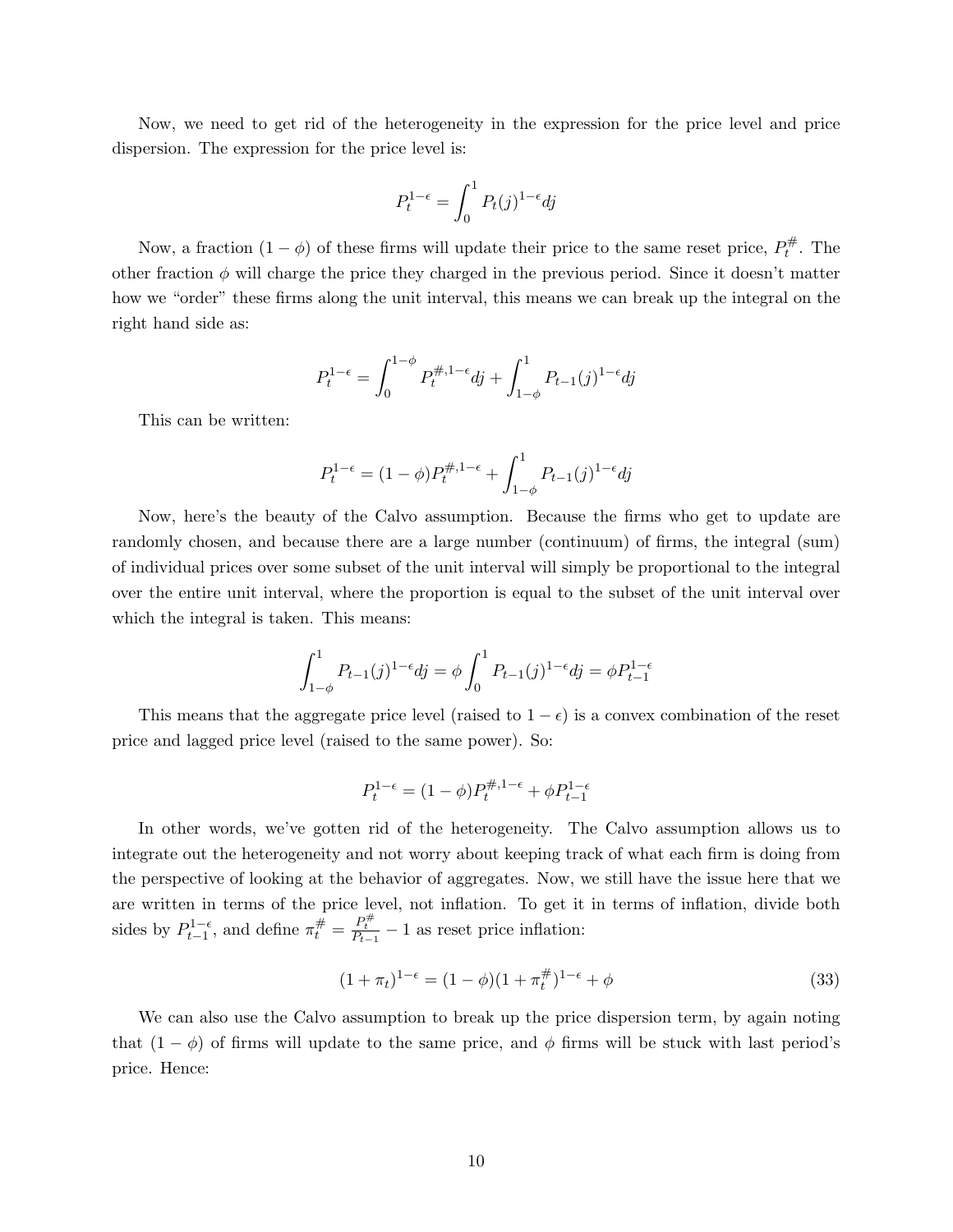Now, we need to get rid of the heterogeneity in the expression for the price level and price dispersion. The expression for the price level is:

$$P_t^{1-\epsilon} = \int_0^1 P_t(j)^{1-\epsilon} dj$$

Now, a fraction $(1-\phi)$ of these firms will update their price to the same reset price, $P_t^{\#}$. The other fraction $\phi$ will charge the price they charged in the previous period. Since it doesn't matter how we "order" these firms along the unit interval, this means we can break up the integral on the right hand side as:

$$P_t^{1-\epsilon} = \int_0^{1-\phi} P_t^{\#,1-\epsilon} dj + \int_{1-\phi}^1 P_{t-1}(j)^{1-\epsilon} dj$$

This can be written:

$$P_t^{1-\epsilon} = (1-\phi) P_t^{\#,1-\epsilon} + \int_{1-\phi}^1 P_{t-1}(j)^{1-\epsilon} dj$$

Now, here's the beauty of the Calvo assumption. Because the firms who get to update are randomly chosen, and because there are a large number (continuum) of firms, the integral (sum) of individual prices over some subset of the unit interval will simply be proportional to the integral over the entire unit interval, where the proportion is equal to the subset of the unit interval over which the integral is taken. This means:

$$\int_{1-\phi}^1 P_{t-1}(j)^{1-\epsilon} dj = \phi \int_0^1 P_{t-1}(j)^{1-\epsilon} dj = \phi P_{t-1}^{1-\epsilon}$$

This means that the aggregate price level (raised to $1-\epsilon$) is a convex combination of the reset price and lagged price level (raised to the same power). So:

$$P_t^{1-\epsilon} = (1-\phi) P_t^{\#,1-\epsilon} + \phi P_{t-1}^{1-\epsilon}$$

In other words, we've gotten rid of the heterogeneity. The Calvo assumption allows us to integrate out the heterogeneity and not worry about keeping track of what each firm is doing from the perspective of looking at the behavior of aggregates. Now, we still have the issue here that we are written in terms of the price level, not inflation. To get it in terms of inflation, divide both sides by $P_{t-1}^{1-\epsilon}$, and define $\pi_t^{\#} = \frac{P_t^{\#}}{P_{t-1}} - 1$ as reset price inflation:

$$(1+\pi_t)^{1-\epsilon} = (1-\phi)(1+\pi_t^{\#})^{1-\epsilon} + \phi \tag{33}$$

We can also use the Calvo assumption to break up the price dispersion term, by again noting that $(1-\phi)$ of firms will update to the same price, and $\phi$ firms will be stuck with last period's price. Hence: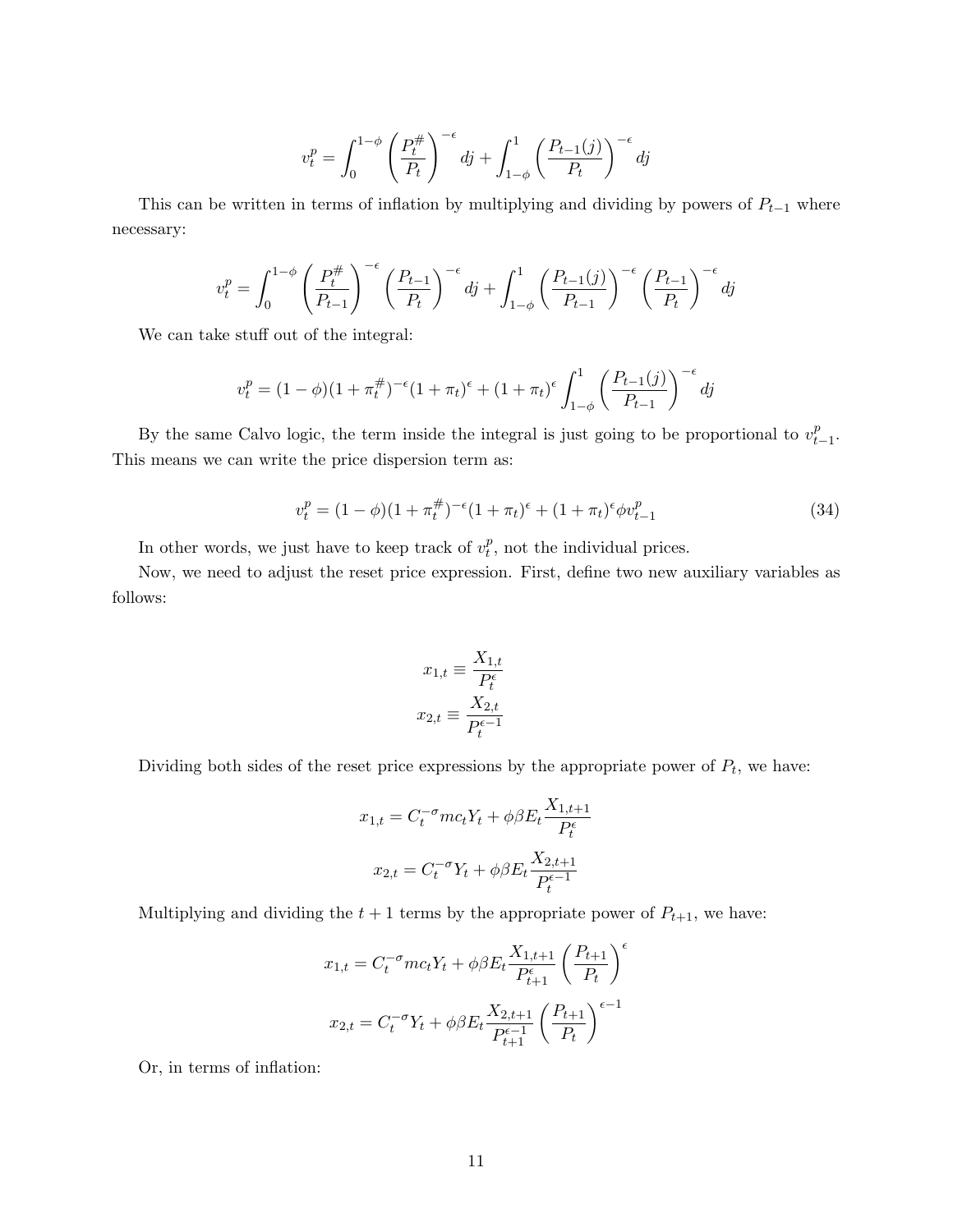$$v_t^p = \int_0^{1-\phi} \left( \frac{P_t^{\#}}{P_t} \right)^{-\epsilon} dj + \int_{1-\phi}^{1} \left( \frac{P_{t-1}(j)}{P_t} \right)^{-\epsilon} dj$$

This can be written in terms of inflation by multiplying and dividing by powers of $P_{t-1}$ where necessary:

$$v_t^p = \int_0^{1-\phi} \left( \frac{P_t^{\#}}{P_{t-1}} \right)^{-\epsilon} \left( \frac{P_{t-1}}{P_t} \right)^{-\epsilon} dj + \int_{1-\phi}^{1} \left( \frac{P_{t-1}(j)}{P_{t-1}} \right)^{-\epsilon} \left( \frac{P_{t-1}}{P_t} \right)^{-\epsilon} dj$$

We can take stuff out of the integral:

$$v_t^p = (1-\phi)(1+\pi_t^{\#})^{-\epsilon}(1+\pi_t)^{\epsilon} + (1+\pi_t)^{\epsilon} \int_{1-\phi}^{1} \left( \frac{P_{t-1}(j)}{P_{t-1}} \right)^{-\epsilon} dj$$

By the same Calvo logic, the term inside the integral is just going to be proportional to $v_{t-1}^p$. This means we can write the price dispersion term as:

$$v_t^p = (1-\phi)(1+\pi_t^{\#})^{-\epsilon}(1+\pi_t)^{\epsilon} + (1+\pi_t)^{\epsilon}\phi v_{t-1}^p \tag{34}$$

In other words, we just have to keep track of $v_t^p$, not the individual prices.

Now, we need to adjust the reset price expression. First, define two new auxiliary variables as follows:

$$x_{1,t} \equiv \frac{X_{1,t}}{P_t^{\epsilon}}$$

$$x_{2,t} \equiv \frac{X_{2,t}}{P_t^{\epsilon-1}}$$

Dividing both sides of the reset price expressions by the appropriate power of $P_t$, we have:

$$x_{1,t} = C_t^{-\sigma} mc_t Y_t + \phi\beta E_t \frac{X_{1,t+1}}{P_t^{\epsilon}}$$

$$x_{2,t} = C_t^{-\sigma} Y_t + \phi\beta E_t \frac{X_{2,t+1}}{P_t^{\epsilon-1}}$$

Multiplying and dividing the $t+1$ terms by the appropriate power of $P_{t+1}$, we have:

$$x_{1,t} = C_t^{-\sigma} mc_t Y_t + \phi\beta E_t \frac{X_{1,t+1}}{P_{t+1}^{\epsilon}} \left( \frac{P_{t+1}}{P_t} \right)^{\epsilon}$$

$$x_{2,t} = C_t^{-\sigma} Y_t + \phi\beta E_t \frac{X_{2,t+1}}{P_{t+1}^{\epsilon-1}} \left( \frac{P_{t+1}}{P_t} \right)^{\epsilon-1}$$

Or, in terms of inflation: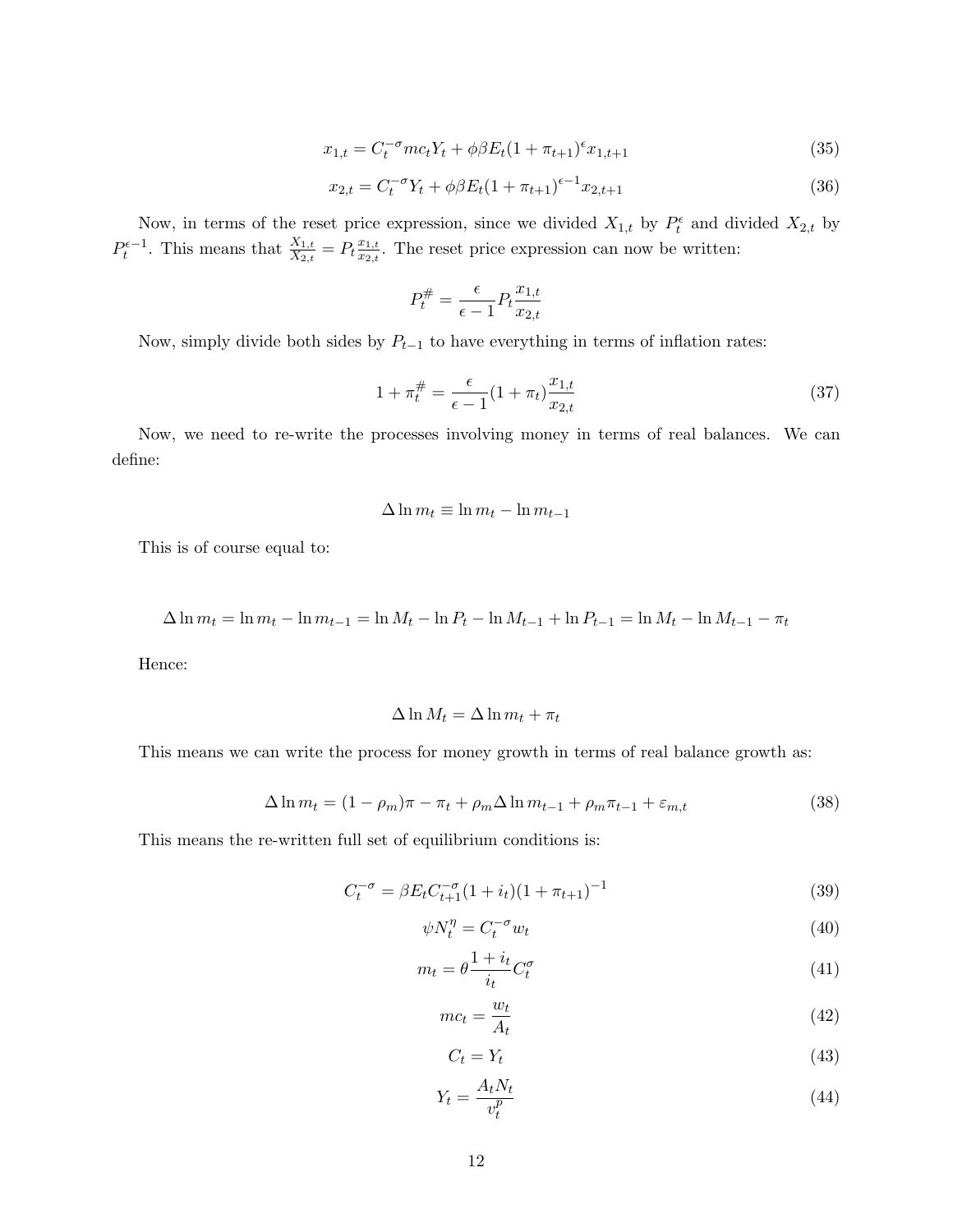$$x_{1,t} = C_t^{-\sigma} mc_t Y_t + \phi \beta E_t (1+\pi_{t+1})^{\epsilon} x_{1,t+1} \tag{35}$$

$$x_{2,t} = C_t^{-\sigma} Y_t + \phi \beta E_t (1+\pi_{t+1})^{\epsilon - 1} x_{2,t+1} \tag{36}$$

Now, in terms of the reset price expression, since we divided $X_{1,t}$ by $P_t^{\epsilon}$ and divided $X_{2,t}$ by $P_t^{\epsilon-1}$. This means that $\frac{X_{1,t}}{X_{2,t}} = P_t \frac{x_{1,t}}{x_{2,t}}$. The reset price expression can now be written:

$$P_t^{\#} = \frac{\epsilon}{\epsilon - 1} P_t \frac{x_{1,t}}{x_{2,t}}$$

Now, simply divide both sides by $P_{t-1}$ to have everything in terms of inflation rates:

$$1 + \pi_t^{\#} = \frac{\epsilon}{\epsilon - 1} (1 + \pi_t) \frac{x_{1,t}}{x_{2,t}} \tag{37}$$

Now, we need to re-write the processes involving money in terms of real balances. We can define:

$$\Delta \ln m_t \equiv \ln m_t - \ln m_{t-1}$$

This is of course equal to:

$$\Delta \ln m_t = \ln m_t - \ln m_{t-1} = \ln M_t - \ln P_t - \ln M_{t-1} + \ln P_{t-1} = \ln M_t - \ln M_{t-1} - \pi_t$$

Hence:

$$\Delta \ln M_t = \Delta \ln m_t + \pi_t$$

This means we can write the process for money growth in terms of real balance growth as:

$$\Delta \ln m_t = (1 - \rho_m)\pi - \pi_t + \rho_m \Delta \ln m_{t-1} + \rho_m \pi_{t-1} + \varepsilon_{m,t} \tag{38}$$

This means the re-written full set of equilibrium conditions is:

$$C_t^{-\sigma} = \beta E_t C_{t+1}^{-\sigma} (1 + i_t)(1 + \pi_{t+1})^{-1} \tag{39}$$

$$\psi N_t^{\eta} = C_t^{-\sigma} w_t \tag{40}$$

$$m_t = \theta \frac{1 + i_t}{i_t} C_t^{\sigma} \tag{41}$$

$$mc_t = \frac{w_t}{A_t} \tag{42}$$

$$C_t = Y_t \tag{43}$$

$$Y_t = \frac{A_t N_t}{v_t^p} \tag{44}$$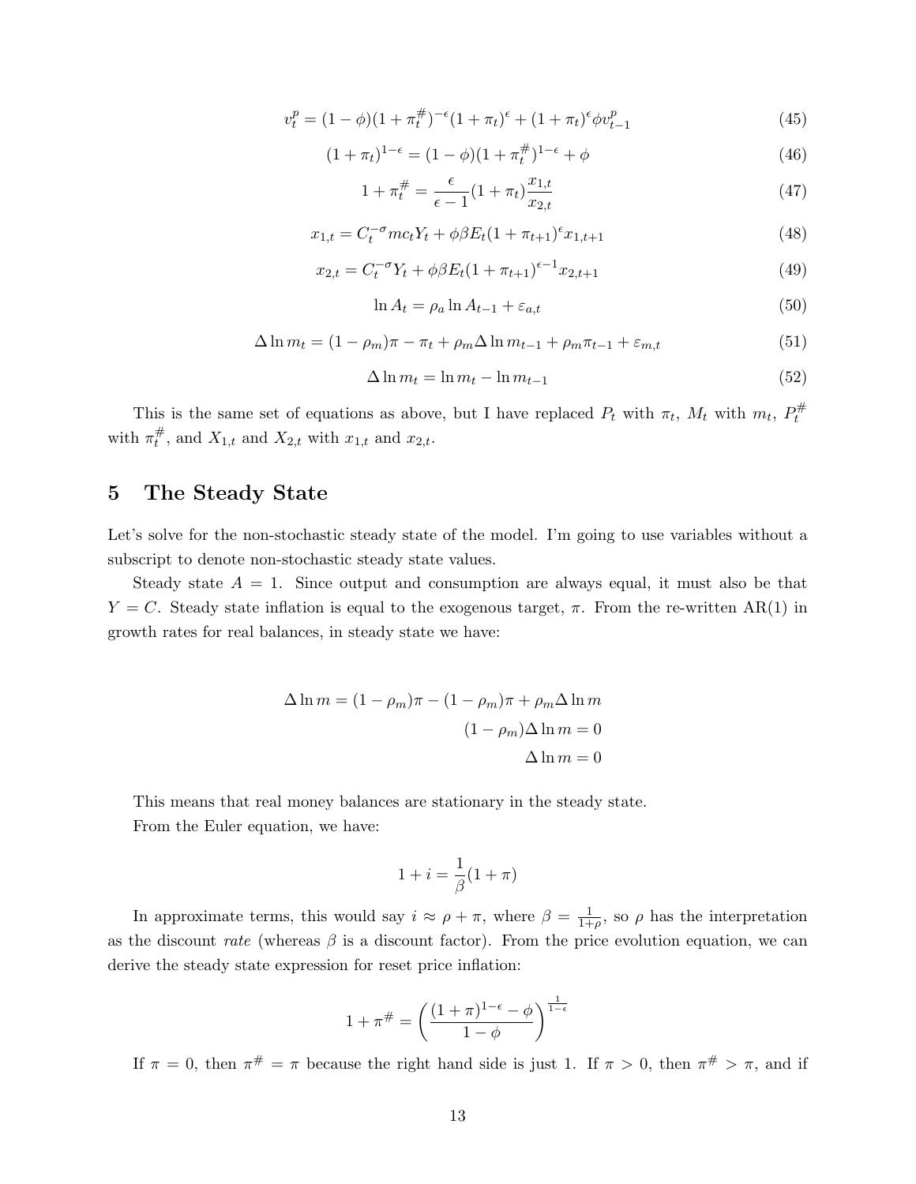$$v_t^p = (1-\phi)(1+\pi_t^{\#})^{-\epsilon}(1+\pi_t)^{\epsilon} + (1+\pi_t)^{\epsilon}\phi v_{t-1}^p \tag{45}$$

$$(1+\pi_t)^{1-\epsilon} = (1-\phi)(1+\pi_t^{\#})^{1-\epsilon} + \phi \tag{46}$$

$$1+\pi_t^{\#} = \frac{\epsilon}{\epsilon-1}(1+\pi_t)\frac{x_{1,t}}{x_{2,t}} \tag{47}$$

$$x_{1,t} = C_t^{-\sigma} mc_t Y_t + \phi\beta E_t(1+\pi_{t+1})^{\epsilon} x_{1,t+1} \tag{48}$$

$$x_{2,t} = C_t^{-\sigma} Y_t + \phi\beta E_t(1+\pi_{t+1})^{\epsilon-1} x_{2,t+1} \tag{49}$$

$$\ln A_t = \rho_a \ln A_{t-1} + \varepsilon_{a,t} \tag{50}$$

$$\Delta \ln m_t = (1-\rho_m)\pi - \pi_t + \rho_m \Delta \ln m_{t-1} + \rho_m \pi_{t-1} + \varepsilon_{m,t} \tag{51}$$

$$\Delta \ln m_t = \ln m_t - \ln m_{t-1} \tag{52}$$

This is the same set of equations as above, but I have replaced $P_t$ with $\pi_t$, $M_t$ with $m_t$, $P_t^{\#}$ with $\pi_t^{\#}$, and $X_{1,t}$ and $X_{2,t}$ with $x_{1,t}$ and $x_{2,t}$.

## 5 The Steady State

Let's solve for the non-stochastic steady state of the model. I'm going to use variables without a subscript to denote non-stochastic steady state values.

Steady state $A = 1$. Since output and consumption are always equal, it must also be that $Y = C$. Steady state inflation is equal to the exogenous target, $\pi$. From the re-written AR(1) in growth rates for real balances, in steady state we have:

$$\begin{aligned}
\Delta \ln m &= (1-\rho_m)\pi - (1-\rho_m)\pi + \rho_m \Delta \ln m \\
(1-\rho_m)\Delta \ln m &= 0 \\
\Delta \ln m &= 0
\end{aligned}$$

This means that real money balances are stationary in the steady state.

From the Euler equation, we have:

$$1+i = \frac{1}{\beta}(1+\pi)$$

In approximate terms, this would say $i \approx \rho + \pi$, where $\beta = \frac{1}{1+\rho}$, so $\rho$ has the interpretation as the discount *rate* (whereas $\beta$ is a discount factor). From the price evolution equation, we can derive the steady state expression for reset price inflation:

$$1+\pi^{\#} = \left(\frac{(1+\pi)^{1-\epsilon} - \phi}{1-\phi}\right)^{\frac{1}{1-\epsilon}}$$

If $\pi = 0$, then $\pi^{\#} = \pi$ because the right hand side is just 1. If $\pi > 0$, then $\pi^{\#} > \pi$, and if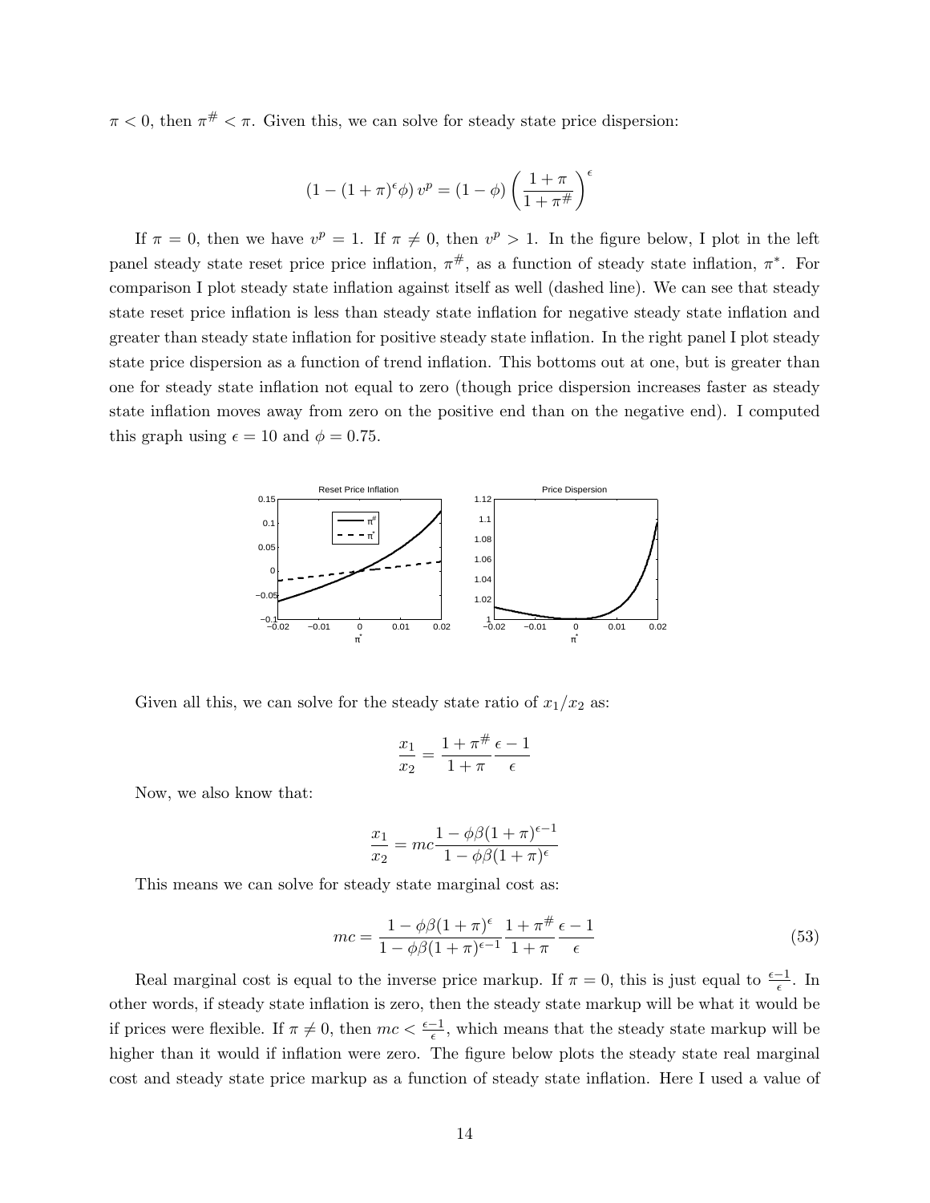$\pi < 0$, then $\pi^{\#} < \pi$. Given this, we can solve for steady state price dispersion:

$$(1 - (1+\pi)^{\epsilon}\phi)\, v^p = (1-\phi)\left(\frac{1+\pi}{1+\pi^{\#}}\right)^{\epsilon}$$

If $\pi = 0$, then we have $v^p = 1$. If $\pi \neq 0$, then $v^p > 1$. In the figure below, I plot in the left panel steady state reset price price inflation, $\pi^{\#}$, as a function of steady state inflation, $\pi^{*}$. For comparison I plot steady state inflation against itself as well (dashed line). We can see that steady state reset price inflation is less than steady state inflation for negative steady state inflation and greater than steady state inflation for positive steady state inflation. In the right panel I plot steady state price dispersion as a function of trend inflation. This bottoms out at one, but is greater than one for steady state inflation not equal to zero (though price dispersion increases faster as steady state inflation moves away from zero on the positive end than on the negative end). I computed this graph using $\epsilon = 10$ and $\phi = 0.75$.

Reset Price Inflation
0.15
0.1
0.05
0
−0.05
−0.1
−0.02 −0.01 0 0.01 0.02
$\pi^{*}$
$\pi^{\#}$
$\pi^{*}$

Price Dispersion
1.12
1.1
1.08
1.06
1.04
1.02
1
−0.02 −0.01 0 0.01 0.02
$\pi^{*}$

Given all this, we can solve for the steady state ratio of $x_1/x_2$ as:

$$\frac{x_1}{x_2} = \frac{1+\pi^{\#}}{1+\pi}\frac{\epsilon - 1}{\epsilon}$$

Now, we also know that:

$$\frac{x_1}{x_2} = mc\frac{1-\phi\beta(1+\pi)^{\epsilon-1}}{1-\phi\beta(1+\pi)^{\epsilon}}$$

This means we can solve for steady state marginal cost as:

$$mc = \frac{1-\phi\beta(1+\pi)^{\epsilon}}{1-\phi\beta(1+\pi)^{\epsilon-1}}\frac{1+\pi^{\#}}{1+\pi}\frac{\epsilon-1}{\epsilon} \tag{53}$$

Real marginal cost is equal to the inverse price markup. If $\pi = 0$, this is just equal to $\frac{\epsilon-1}{\epsilon}$. In other words, if steady state inflation is zero, then the steady state markup will be what it would be if prices were flexible. If $\pi \neq 0$, then $mc < \frac{\epsilon-1}{\epsilon}$, which means that the steady state markup will be higher than it would if inflation were zero. The figure below plots the steady state real marginal cost and steady state price markup as a function of steady state inflation. Here I used a value of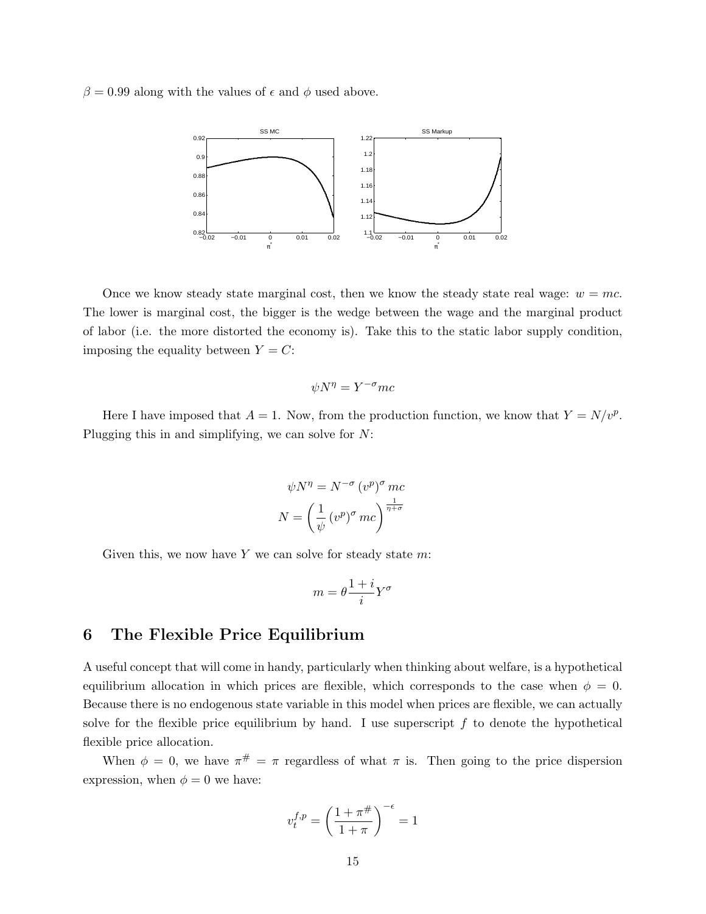$\beta = 0.99$ along with the values of $\epsilon$ and $\phi$ used above.

SS MC

0.92
0.9
0.88
0.86
0.84
0.82
−0.02 −0.01 0 0.01 0.02
$\pi^*$

SS Markup

1.22
1.2
1.18
1.16
1.14
1.12
1.1
−0.02 −0.01 0 0.01 0.02
$\pi^*$

Once we know steady state marginal cost, then we know the steady state real wage: $w = mc$. The lower is marginal cost, the bigger is the wedge between the wage and the marginal product of labor (i.e. the more distorted the economy is). Take this to the static labor supply condition, imposing the equality between $Y = C$:

$$\psi N^{\eta} = Y^{-\sigma} mc$$

Here I have imposed that $A = 1$. Now, from the production function, we know that $Y = N/v^p$. Plugging this in and simplifying, we can solve for $N$:

$$\psi N^{\eta} = N^{-\sigma} (v^p)^{\sigma} mc$$

$$N = \left( \frac{1}{\psi} (v^p)^{\sigma} mc \right)^{\frac{1}{\eta+\sigma}}$$

Given this, we now have $Y$ we can solve for steady state $m$:

$$m = \theta \frac{1+i}{i} Y^{\sigma}$$

# 6 The Flexible Price Equilibrium

A useful concept that will come in handy, particularly when thinking about welfare, is a hypothetical equilibrium allocation in which prices are flexible, which corresponds to the case when $\phi = 0$. Because there is no endogenous state variable in this model when prices are flexible, we can actually solve for the flexible price equilibrium by hand. I use superscript $f$ to denote the hypothetical flexible price allocation.

When $\phi = 0$, we have $\pi^{\#} = \pi$ regardless of what $\pi$ is. Then going to the price dispersion expression, when $\phi = 0$ we have:

$$v_t^{f,p} = \left( \frac{1+\pi^{\#}}{1+\pi} \right)^{-\epsilon} = 1$$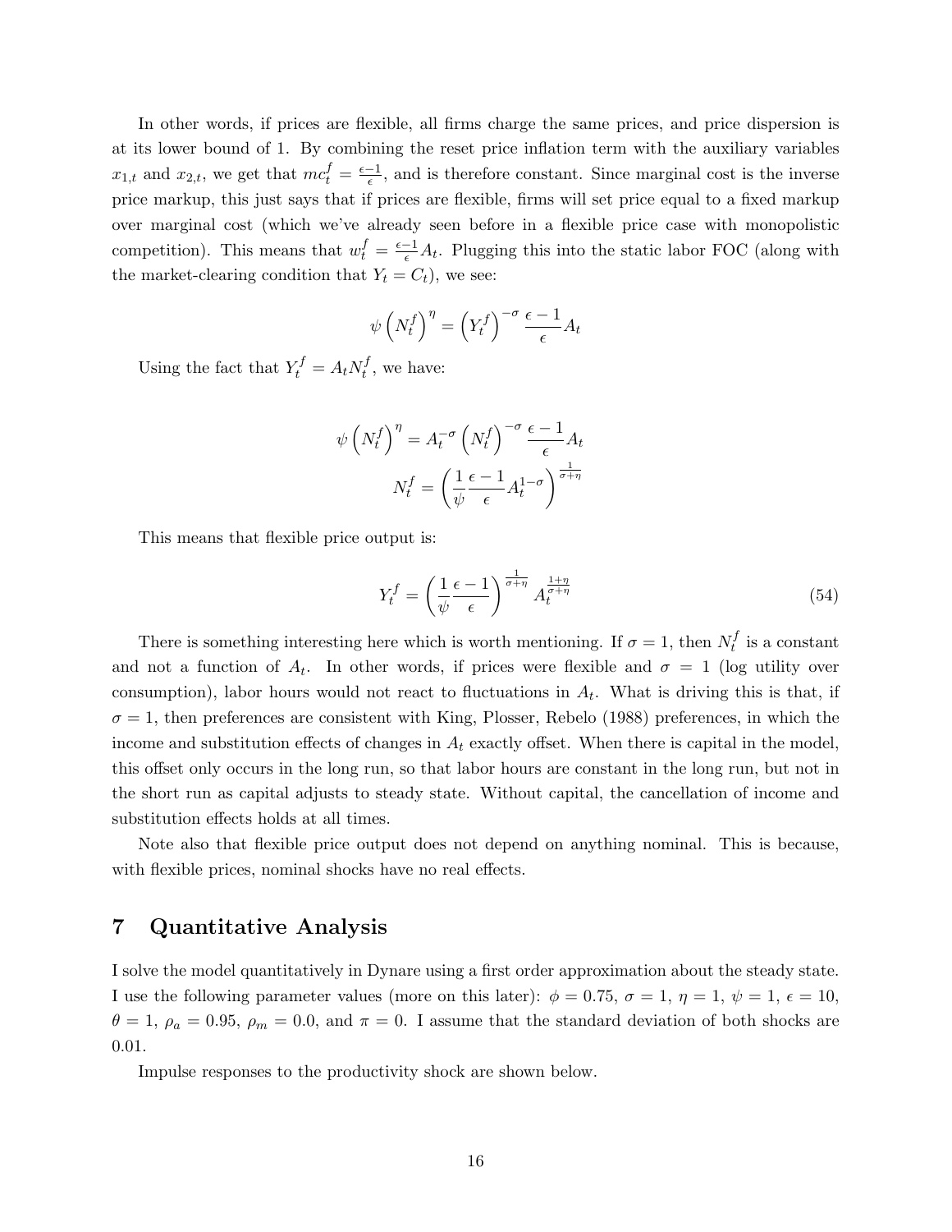In other words, if prices are flexible, all firms charge the same prices, and price dispersion is at its lower bound of 1. By combining the reset price inflation term with the auxiliary variables $x_{1,t}$ and $x_{2,t}$, we get that $mc_t^f = \frac{\epsilon-1}{\epsilon}$, and is therefore constant. Since marginal cost is the inverse price markup, this just says that if prices are flexible, firms will set price equal to a fixed markup over marginal cost (which we've already seen before in a flexible price case with monopolistic competition). This means that $w_t^f = \frac{\epsilon-1}{\epsilon} A_t$. Plugging this into the static labor FOC (along with the market-clearing condition that $Y_t = C_t$), we see:

$$\psi \left(N_t^f\right)^{\eta} = \left(Y_t^f\right)^{-\sigma} \frac{\epsilon - 1}{\epsilon} A_t$$

Using the fact that $Y_t^f = A_t N_t^f$, we have:

$$\psi \left(N_t^f\right)^{\eta} = A_t^{-\sigma} \left(N_t^f\right)^{-\sigma} \frac{\epsilon - 1}{\epsilon} A_t$$

$$N_t^f = \left(\frac{1}{\psi} \frac{\epsilon - 1}{\epsilon} A_t^{1-\sigma}\right)^{\frac{1}{\sigma+\eta}}$$

This means that flexible price output is:

$$Y_t^f = \left(\frac{1}{\psi} \frac{\epsilon - 1}{\epsilon}\right)^{\frac{1}{\sigma+\eta}} A_t^{\frac{1+\eta}{\sigma+\eta}} \tag{54}$$

There is something interesting here which is worth mentioning. If $\sigma = 1$, then $N_t^f$ is a constant and not a function of $A_t$. In other words, if prices were flexible and $\sigma = 1$ (log utility over consumption), labor hours would not react to fluctuations in $A_t$. What is driving this is that, if $\sigma = 1$, then preferences are consistent with King, Plosser, Rebelo (1988) preferences, in which the income and substitution effects of changes in $A_t$ exactly offset. When there is capital in the model, this offset only occurs in the long run, so that labor hours are constant in the long run, but not in the short run as capital adjusts to steady state. Without capital, the cancellation of income and substitution effects holds at all times.

Note also that flexible price output does not depend on anything nominal. This is because, with flexible prices, nominal shocks have no real effects.

## 7 Quantitative Analysis

I solve the model quantitatively in Dynare using a first order approximation about the steady state. I use the following parameter values (more on this later): $\phi = 0.75$, $\sigma = 1$, $\eta = 1$, $\psi = 1$, $\epsilon = 10$, $\theta = 1$, $\rho_a = 0.95$, $\rho_m = 0.0$, and $\pi = 0$. I assume that the standard deviation of both shocks are 0.01.

Impulse responses to the productivity shock are shown below.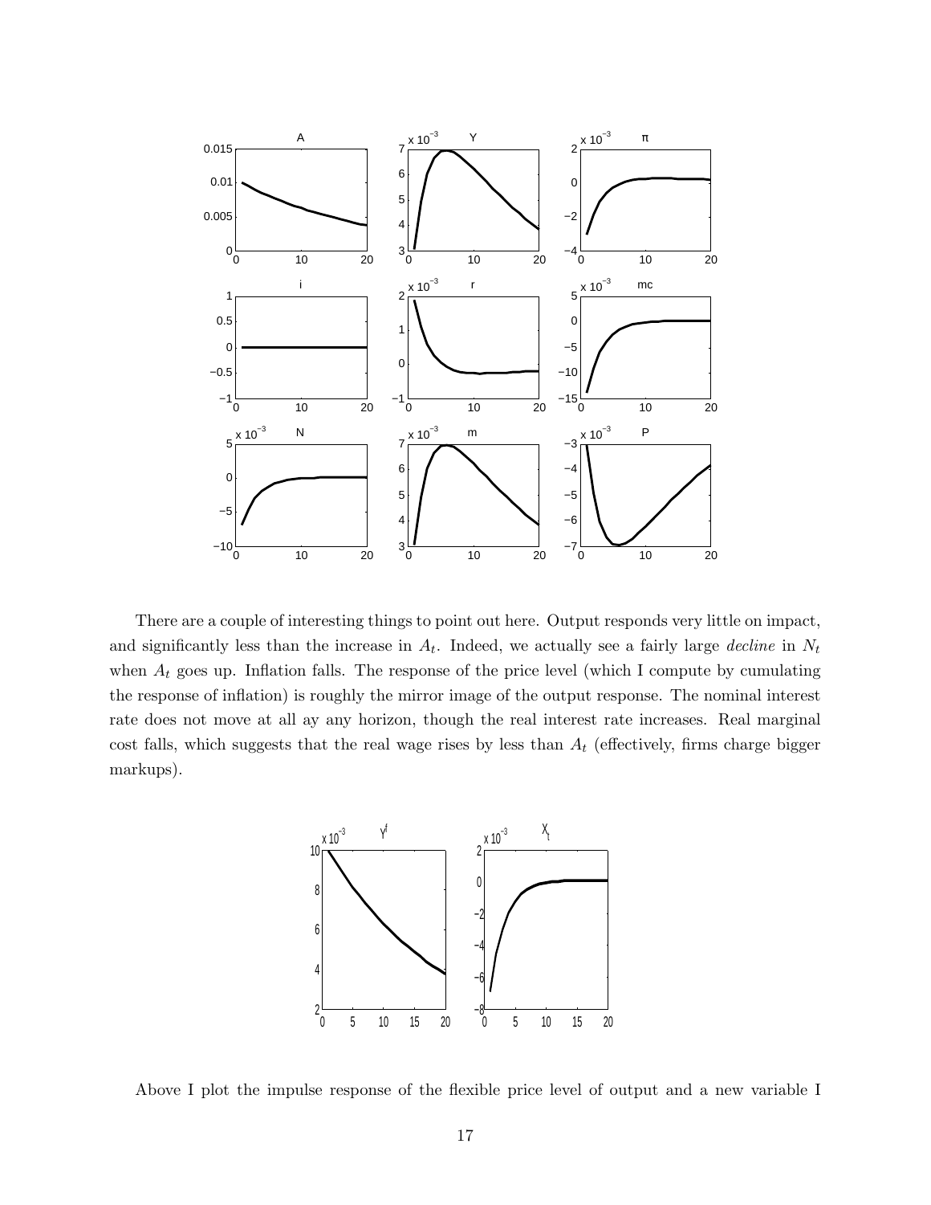A

0.015
0.01
0.005
0
0 10 20

x 10^−3 Y

7
6
5
4
3
0 10 20

x 10^−3 π

2
0
−2
−4
0 10 20

i

1
0.5
0
−0.5
−1
0 10 20

x 10^−3 r

2
1
0
−1
0 10 20

x 10^−3 mc

5
0
−5
−10
−15
0 10 20

x 10^−3 N

5
0
−5
−10
0 10 20

x 10^−3 m

7
6
5
4
3
0 10 20

x 10^−3 P

−3
−4
−5
−6
−7
0 10 20

There are a couple of interesting things to point out here. Output responds very little on impact, and significantly less than the increase in $A_t$. Indeed, we actually see a fairly large *decline* in $N_t$ when $A_t$ goes up. Inflation falls. The response of the price level (which I compute by cumulating the response of inflation) is roughly the mirror image of the output response. The nominal interest rate does not move at all ay any horizon, though the real interest rate increases. Real marginal cost falls, which suggests that the real wage rises by less than $A_t$ (effectively, firms charge bigger markups).

x 10^−3 Y^f

10
8
6
4
2
0 5 10 15 20

x 10^−3 X_t

2
0
−2
−4
−6
−8
0 5 10 15 20

Above I plot the impulse response of the flexible price level of output and a new variable I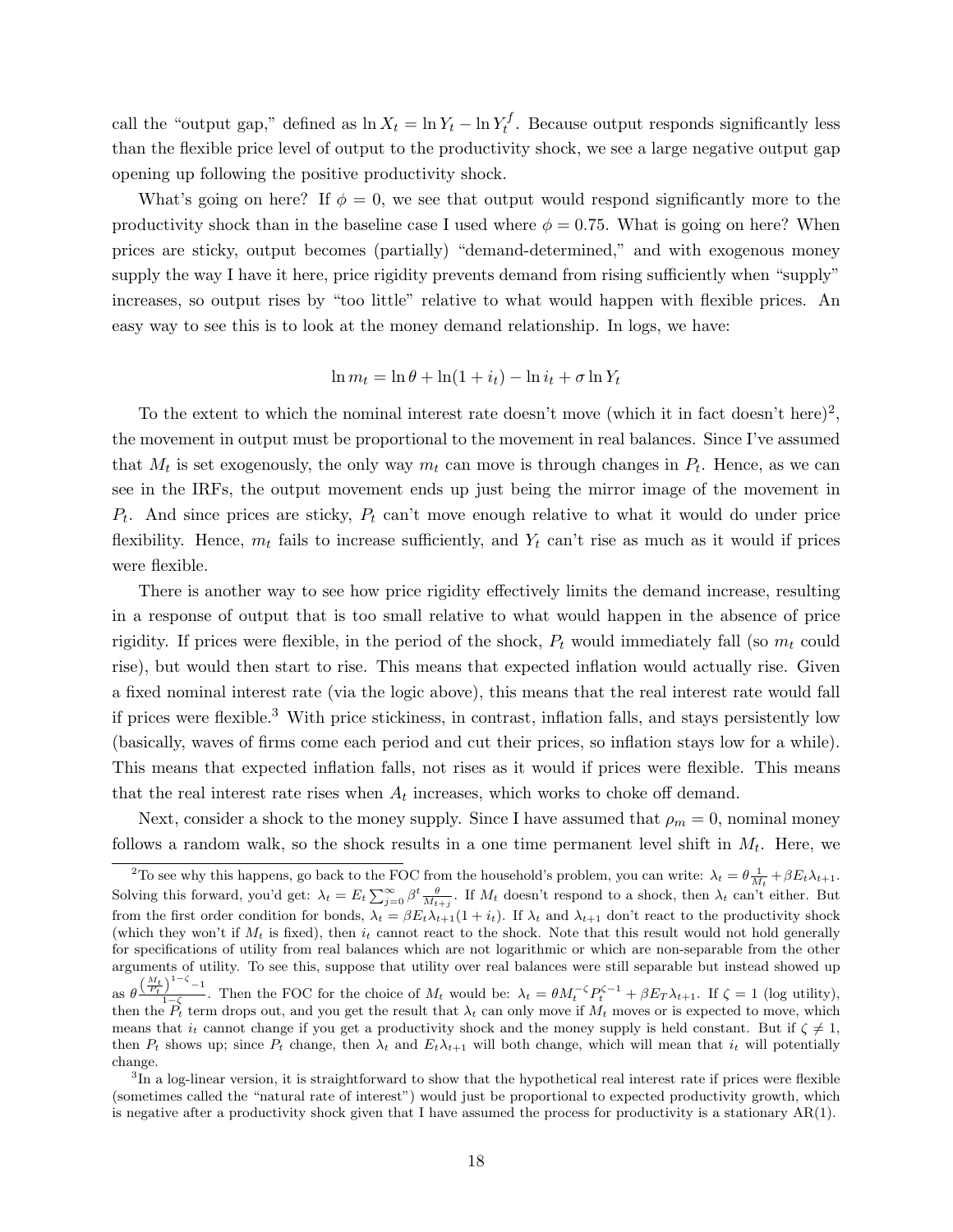call the "output gap," defined as $\ln X_t = \ln Y_t - \ln Y_t^f$. Because output responds significantly less than the flexible price level of output to the productivity shock, we see a large negative output gap opening up following the positive productivity shock.

What's going on here? If $\phi = 0$, we see that output would respond significantly more to the productivity shock than in the baseline case I used where $\phi = 0.75$. What is going on here? When prices are sticky, output becomes (partially) "demand-determined," and with exogenous money supply the way I have it here, price rigidity prevents demand from rising sufficiently when "supply" increases, so output rises by "too little" relative to what would happen with flexible prices. An easy way to see this is to look at the money demand relationship. In logs, we have:

$$\ln m_t = \ln \theta + \ln(1 + i_t) - \ln i_t + \sigma \ln Y_t$$

To the extent to which the nominal interest rate doesn't move (which it in fact doesn't here)[2], the movement in output must be proportional to the movement in real balances. Since I've assumed that $M_t$ is set exogenously, the only way $m_t$ can move is through changes in $P_t$. Hence, as we can see in the IRFs, the output movement ends up just being the mirror image of the movement in $P_t$. And since prices are sticky, $P_t$ can't move enough relative to what it would do under price flexibility. Hence, $m_t$ fails to increase sufficiently, and $Y_t$ can't rise as much as it would if prices were flexible.

There is another way to see how price rigidity effectively limits the demand increase, resulting in a response of output that is too small relative to what would happen in the absence of price rigidity. If prices were flexible, in the period of the shock, $P_t$ would immediately fall (so $m_t$ could rise), but would then start to rise. This means that expected inflation would actually rise. Given a fixed nominal interest rate (via the logic above), this means that the real interest rate would fall if prices were flexible.[3] With price stickiness, in contrast, inflation falls, and stays persistently low (basically, waves of firms come each period and cut their prices, so inflation stays low for a while). This means that expected inflation falls, not rises as it would if prices were flexible. This means that the real interest rate rises when $A_t$ increases, which works to choke off demand.

Next, consider a shock to the money supply. Since I have assumed that $\rho_m = 0$, nominal money follows a random walk, so the shock results in a one time permanent level shift in $M_t$. Here, we

---

[2] To see why this happens, go back to the FOC from the household's problem, you can write: $\lambda_t = \theta \frac{1}{M_t} + \beta E_t \lambda_{t+1}$. Solving this forward, you'd get: $\lambda_t = E_t \sum_{j=0}^{\infty} \beta^t \frac{\theta}{M_{t+j}}$. If $M_t$ doesn't respond to a shock, then $\lambda_t$ can't either. But from the first order condition for bonds, $\lambda_t = \beta E_t \lambda_{t+1}(1 + i_t)$. If $\lambda_t$ and $\lambda_{t+1}$ don't react to the productivity shock (which they won't if $M_t$ is fixed), then $i_t$ cannot react to the shock. Note that this result would not hold generally for specifications of utility from real balances which are not logarithmic or which are non-separable from the other arguments of utility. To see this, suppose that utility over real balances were still separable but instead showed up as $\theta \frac{\left(\frac{M_t}{P_t}\right)^{1-\zeta} - 1}{1-\zeta}$. Then the FOC for the choice of $M_t$ would be: $\lambda_t = \theta M_t^{-\zeta} P_t^{\zeta - 1} + \beta E_T \lambda_{t+1}$. If $\zeta = 1$ (log utility), then the $P_t$ term drops out, and you get the result that $\lambda_t$ can only move if $M_t$ moves or is expected to move, which means that $i_t$ cannot change if you get a productivity shock and the money supply is held constant. But if $\zeta \neq 1$, then $P_t$ shows up; since $P_t$ change, then $\lambda_t$ and $E_t \lambda_{t+1}$ will both change, which will mean that $i_t$ will potentially change.

[3] In a log-linear version, it is straightforward to show that the hypothetical real interest rate if prices were flexible (sometimes called the "natural rate of interest") would just be proportional to expected productivity growth, which is negative after a productivity shock given that I have assumed the process for productivity is a stationary AR(1).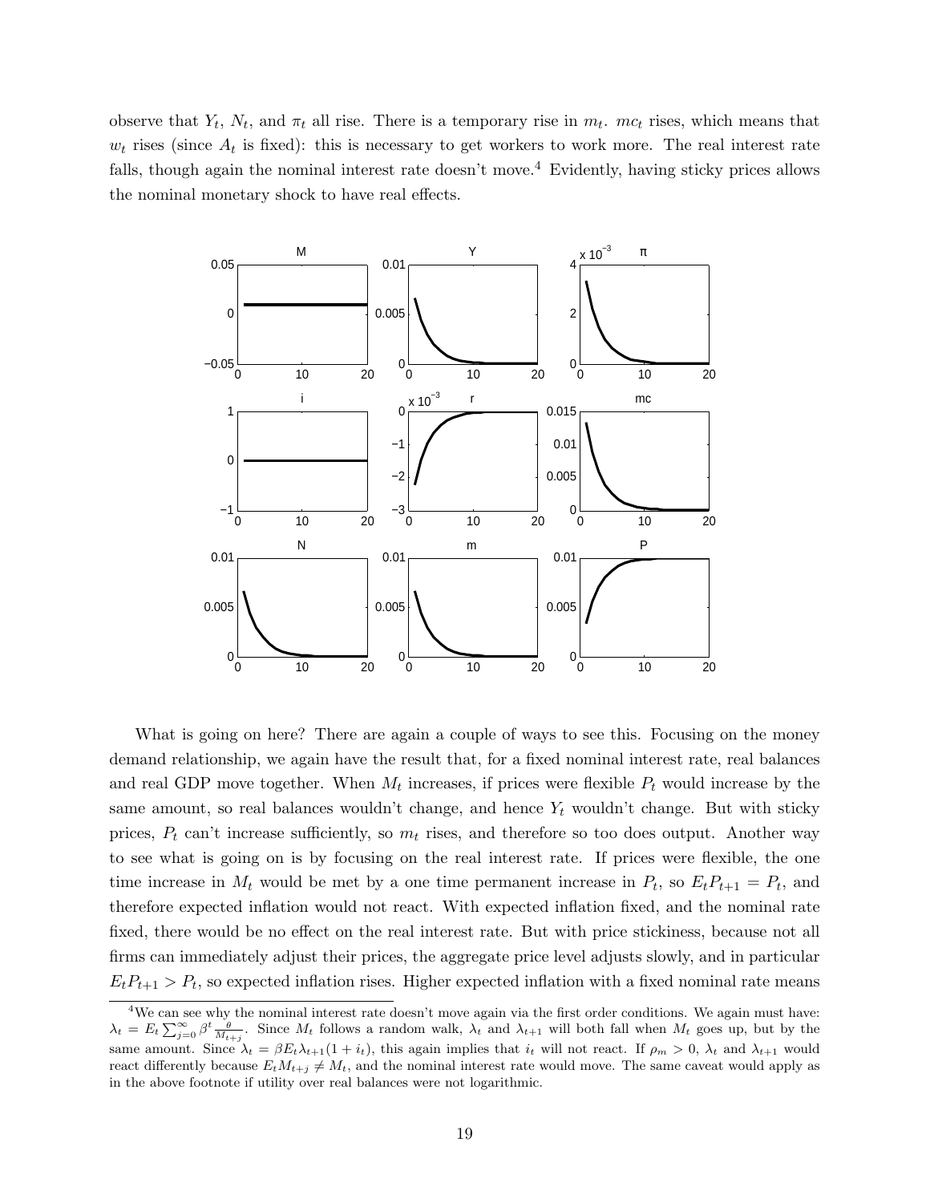observe that $Y_t$, $N_t$, and $\pi_t$ all rise. There is a temporary rise in $m_t$. $mc_t$ rises, which means that $w_t$ rises (since $A_t$ is fixed): this is necessary to get workers to work more. The real interest rate falls, though again the nominal interest rate doesn't move.[4] Evidently, having sticky prices allows the nominal monetary shock to have real effects.

M
0.05
0
−0.05
0 10 20

Y
0.01
0.005
0
0 10 20

x 10^−3 π
4
2
0
0 10 20

i
1
0
−1
0 10 20

x 10^−3 r
0
−1
−2
−3
0 10 20

mc
0.015
0.01
0.005
0
0 10 20

N
0.01
0.005
0
0 10 20

m
0.01
0.005
0
0 10 20

P
0.01
0.005
0
0 10 20

What is going on here? There are again a couple of ways to see this. Focusing on the money demand relationship, we again have the result that, for a fixed nominal interest rate, real balances and real GDP move together. When $M_t$ increases, if prices were flexible $P_t$ would increase by the same amount, so real balances wouldn't change, and hence $Y_t$ wouldn't change. But with sticky prices, $P_t$ can't increase sufficiently, so $m_t$ rises, and therefore so too does output. Another way to see what is going on is by focusing on the real interest rate. If prices were flexible, the one time increase in $M_t$ would be met by a one time permanent increase in $P_t$, so $E_t P_{t+1} = P_t$, and therefore expected inflation would not react. With expected inflation fixed, and the nominal rate fixed, there would be no effect on the real interest rate. But with price stickiness, because not all firms can immediately adjust their prices, the aggregate price level adjusts slowly, and in particular $E_t P_{t+1} > P_t$, so expected inflation rises. Higher expected inflation with a fixed nominal rate means

[4] We can see why the nominal interest rate doesn't move again via the first order conditions. We again must have: $\lambda_t = E_t \sum_{j=0}^{\infty} \beta^t \frac{\theta}{M_{t+j}}$. Since $M_t$ follows a random walk, $\lambda_t$ and $\lambda_{t+1}$ will both fall when $M_t$ goes up, but by the same amount. Since $\lambda_t = \beta E_t \lambda_{t+1}(1 + i_t)$, this again implies that $i_t$ will not react. If $\rho_m > 0$, $\lambda_t$ and $\lambda_{t+1}$ would react differently because $E_t M_{t+j} \neq M_t$, and the nominal interest rate would move. The same caveat would apply as in the above footnote if utility over real balances were not logarithmic.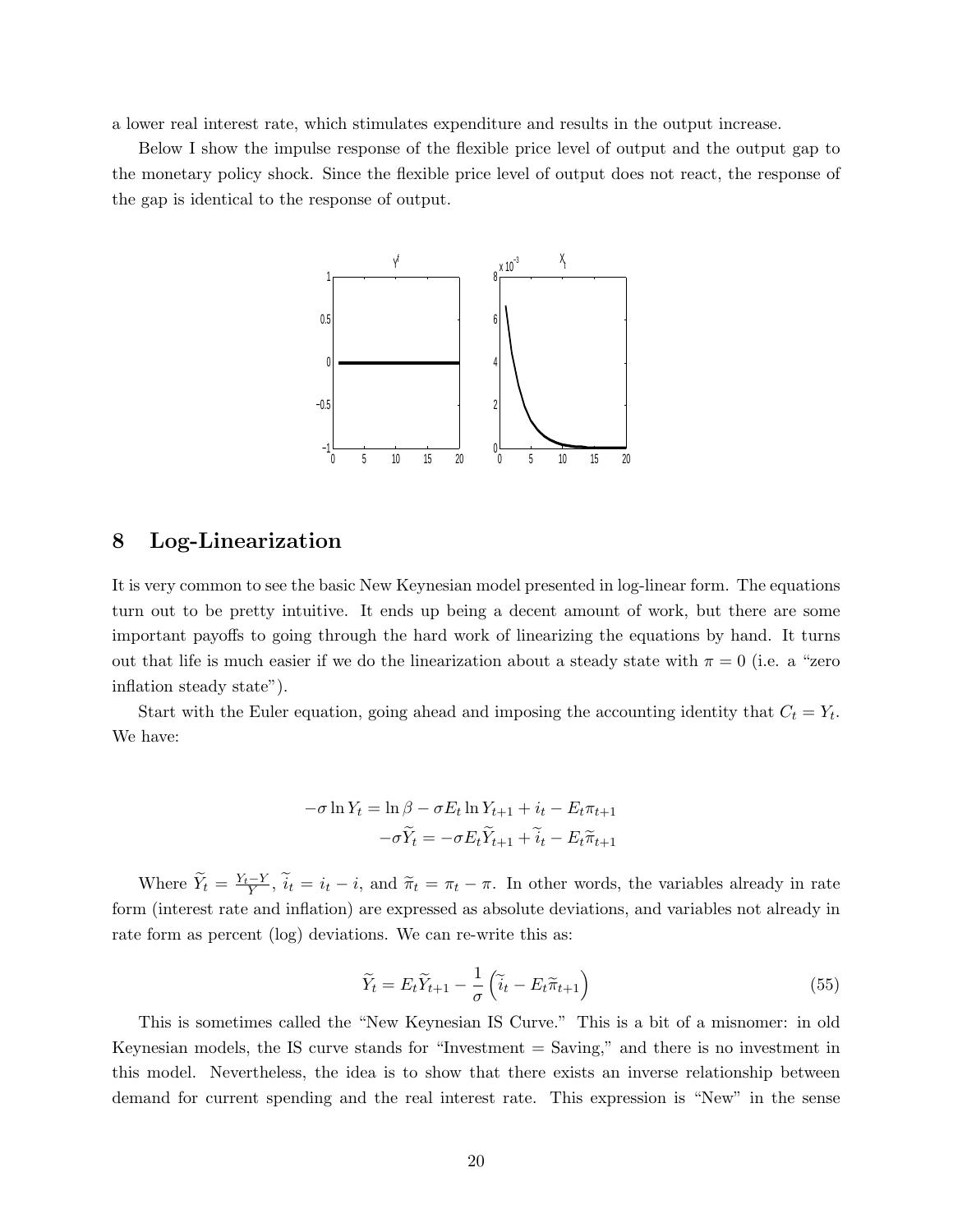a lower real interest rate, which stimulates expenditure and results in the output increase.

Below I show the impulse response of the flexible price level of output and the output gap to the monetary policy shock. Since the flexible price level of output does not react, the response of the gap is identical to the response of output.

$Y^f$

1
0.5
0
−0.5
−1
0 5 10 15 20

$X_t$

x 10$^{-3}$
8
6
4
2
0
0 5 10 15 20

## 8 Log-Linearization

It is very common to see the basic New Keynesian model presented in log-linear form. The equations turn out to be pretty intuitive. It ends up being a decent amount of work, but there are some important payoffs to going through the hard work of linearizing the equations by hand. It turns out that life is much easier if we do the linearization about a steady state with $\pi = 0$ (i.e. a "zero inflation steady state").

Start with the Euler equation, going ahead and imposing the accounting identity that $C_t = Y_t$. We have:

$$-\sigma \ln Y_t = \ln \beta - \sigma E_t \ln Y_{t+1} + i_t - E_t \pi_{t+1}$$

$$-\sigma \widetilde{Y}_t = -\sigma E_t \widetilde{Y}_{t+1} + \widetilde{i}_t - E_t \widetilde{\pi}_{t+1}$$

Where $\widetilde{Y}_t = \frac{Y_t - Y}{Y}$, $\widetilde{i}_t = i_t - i$, and $\widetilde{\pi}_t = \pi_t - \pi$. In other words, the variables already in rate form (interest rate and inflation) are expressed as absolute deviations, and variables not already in rate form as percent (log) deviations. We can re-write this as:

$$\widetilde{Y}_t = E_t \widetilde{Y}_{t+1} - \frac{1}{\sigma} \left( \widetilde{i}_t - E_t \widetilde{\pi}_{t+1} \right) \tag{55}$$

This is sometimes called the "New Keynesian IS Curve." This is a bit of a misnomer: in old Keynesian models, the IS curve stands for "Investment = Saving," and there is no investment in this model. Nevertheless, the idea is to show that there exists an inverse relationship between demand for current spending and the real interest rate. This expression is "New" in the sense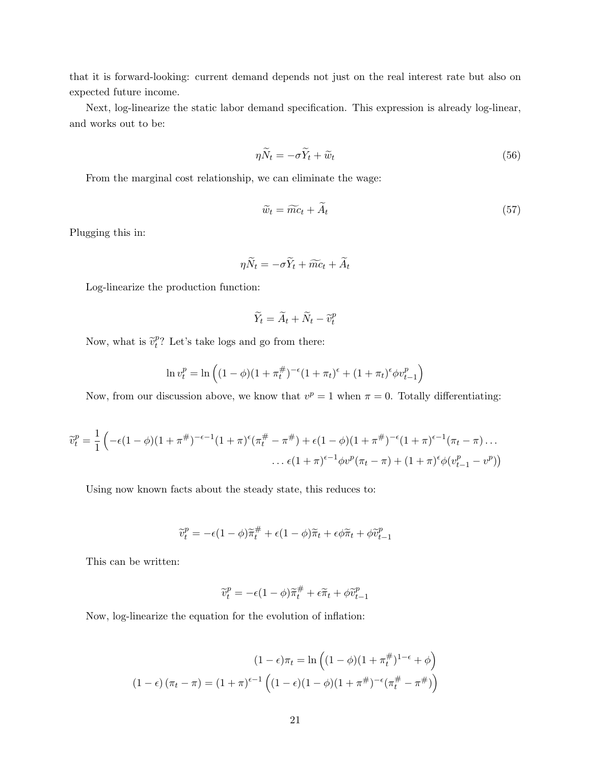that it is forward-looking: current demand depends not just on the real interest rate but also on expected future income.

Next, log-linearize the static labor demand specification. This expression is already log-linear, and works out to be:

$$\eta \widetilde{N}_t = -\sigma \widetilde{Y}_t + \widetilde{w}_t \tag{56}$$

From the marginal cost relationship, we can eliminate the wage:

$$\widetilde{w}_t = \widetilde{mc}_t + \widetilde{A}_t \tag{57}$$

Plugging this in:

$$\eta \widetilde{N}_t = -\sigma \widetilde{Y}_t + \widetilde{mc}_t + \widetilde{A}_t$$

Log-linearize the production function:

$$\widetilde{Y}_t = \widetilde{A}_t + \widetilde{N}_t - \widetilde{v}_t^p$$

Now, what is $\widetilde{v}_t^p$? Let's take logs and go from there:

$$\ln v_t^p = \ln\left((1-\phi)(1+\pi_t^{\#})^{-\epsilon}(1+\pi_t)^{\epsilon} + (1+\pi_t)^{\epsilon}\phi v_{t-1}^p\right)$$

Now, from our discussion above, we know that $v^p = 1$ when $\pi = 0$. Totally differentiating:

$$\widetilde{v}_t^p = \frac{1}{1}\Big(-\epsilon(1-\phi)(1+\pi^{\#})^{-\epsilon-1}(1+\pi)^{\epsilon}(\pi_t^{\#} - \pi^{\#}) + \epsilon(1-\phi)(1+\pi^{\#})^{-\epsilon}(1+\pi)^{\epsilon-1}(\pi_t - \pi)\dots$$
$$\dots \epsilon(1+\pi)^{\epsilon-1}\phi v^p(\pi_t - \pi) + (1+\pi)^{\epsilon}\phi(v_{t-1}^p - v^p)\Big)$$

Using now known facts about the steady state, this reduces to:

$$\widetilde{v}_t^p = -\epsilon(1-\phi)\widetilde{\pi}_t^{\#} + \epsilon(1-\phi)\widetilde{\pi}_t + \epsilon\phi\widetilde{\pi}_t + \phi\widetilde{v}_{t-1}^p$$

This can be written:

$$\widetilde{v}_t^p = -\epsilon(1-\phi)\widetilde{\pi}_t^{\#} + \epsilon\widetilde{\pi}_t + \phi\widetilde{v}_{t-1}^p$$

Now, log-linearize the equation for the evolution of inflation:

$$(1-\epsilon)\pi_t = \ln\left((1-\phi)(1+\pi_t^{\#})^{1-\epsilon} + \phi\right)$$
$$(1-\epsilon)(\pi_t - \pi) = (1+\pi)^{\epsilon-1}\left((1-\epsilon)(1-\phi)(1+\pi^{\#})^{-\epsilon}(\pi_t^{\#} - \pi^{\#})\right)$$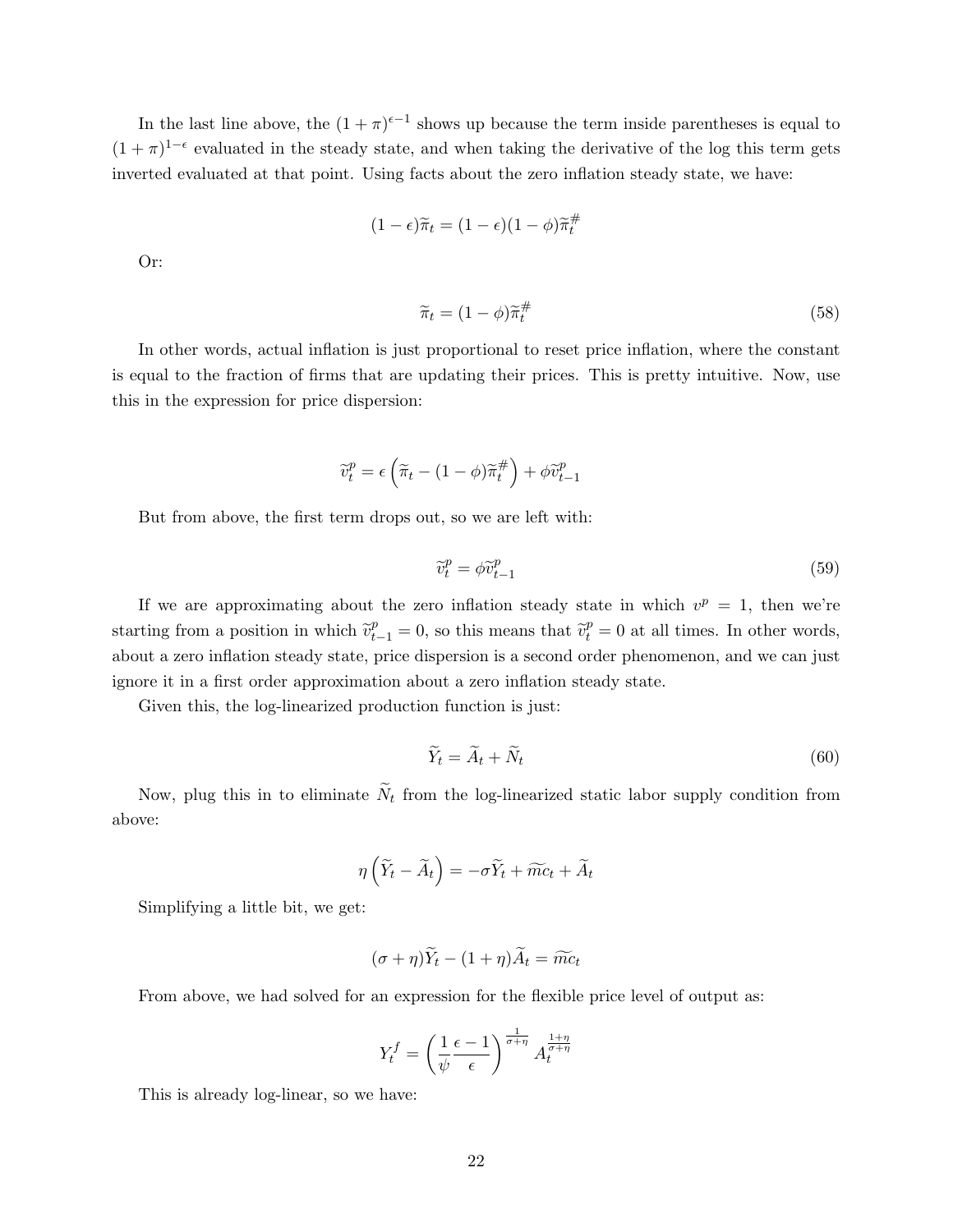In the last line above, the $(1+\pi)^{\epsilon-1}$ shows up because the term inside parentheses is equal to $(1+\pi)^{1-\epsilon}$ evaluated in the steady state, and when taking the derivative of the log this term gets inverted evaluated at that point. Using facts about the zero inflation steady state, we have:

$$(1-\epsilon)\widetilde{\pi}_t = (1-\epsilon)(1-\phi)\widetilde{\pi}_t^{\#}$$

Or:

$$\widetilde{\pi}_t = (1-\phi)\widetilde{\pi}_t^{\#} \tag{58}$$

In other words, actual inflation is just proportional to reset price inflation, where the constant is equal to the fraction of firms that are updating their prices. This is pretty intuitive. Now, use this in the expression for price dispersion:

$$\widetilde{v}_t^p = \epsilon\left(\widetilde{\pi}_t - (1-\phi)\widetilde{\pi}_t^{\#}\right) + \phi\widetilde{v}_{t-1}^p$$

But from above, the first term drops out, so we are left with:

$$\widetilde{v}_t^p = \phi\widetilde{v}_{t-1}^p \tag{59}$$

If we are approximating about the zero inflation steady state in which $v^p = 1$, then we're starting from a position in which $\widetilde{v}_{t-1}^p = 0$, so this means that $\widetilde{v}_t^p = 0$ at all times. In other words, about a zero inflation steady state, price dispersion is a second order phenomenon, and we can just ignore it in a first order approximation about a zero inflation steady state.

Given this, the log-linearized production function is just:

$$\widetilde{Y}_t = \widetilde{A}_t + \widetilde{N}_t \tag{60}$$

Now, plug this in to eliminate $\widetilde{N}_t$ from the log-linearized static labor supply condition from above:

$$\eta\left(\widetilde{Y}_t - \widetilde{A}_t\right) = -\sigma\widetilde{Y}_t + \widetilde{mc}_t + \widetilde{A}_t$$

Simplifying a little bit, we get:

$$(\sigma+\eta)\widetilde{Y}_t - (1+\eta)\widetilde{A}_t = \widetilde{mc}_t$$

From above, we had solved for an expression for the flexible price level of output as:

$$Y_t^f = \left(\frac{1}{\psi}\frac{\epsilon-1}{\epsilon}\right)^{\frac{1}{\sigma+\eta}} A_t^{\frac{1+\eta}{\sigma+\eta}}$$

This is already log-linear, so we have: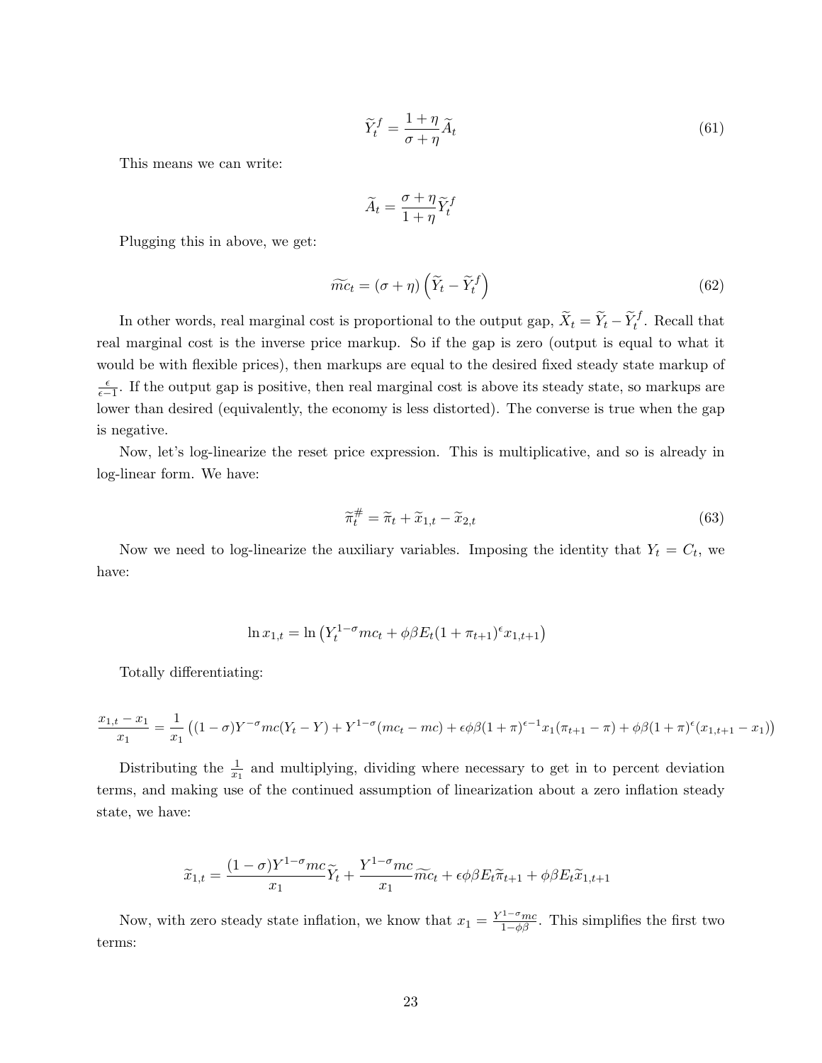$$\widetilde{Y}_t^f = \frac{1+\eta}{\sigma+\eta}\widetilde{A}_t \tag{61}$$

This means we can write:

$$\widetilde{A}_t = \frac{\sigma+\eta}{1+\eta}\widetilde{Y}_t^f$$

Plugging this in above, we get:

$$\widetilde{mc}_t = (\sigma+\eta)\left(\widetilde{Y}_t - \widetilde{Y}_t^f\right) \tag{62}$$

In other words, real marginal cost is proportional to the output gap, $\widetilde{X}_t = \widetilde{Y}_t - \widetilde{Y}_t^f$. Recall that real marginal cost is the inverse price markup. So if the gap is zero (output is equal to what it would be with flexible prices), then markups are equal to the desired fixed steady state markup of $\frac{\epsilon}{\epsilon-1}$. If the output gap is positive, then real marginal cost is above its steady state, so markups are lower than desired (equivalently, the economy is less distorted). The converse is true when the gap is negative.

Now, let's log-linearize the reset price expression. This is multiplicative, and so is already in log-linear form. We have:

$$\widetilde{\pi}_t^{\#} = \widetilde{\pi}_t + \widetilde{x}_{1,t} - \widetilde{x}_{2,t} \tag{63}$$

Now we need to log-linearize the auxiliary variables. Imposing the identity that $Y_t = C_t$, we have:

$$\ln x_{1,t} = \ln\left(Y_t^{1-\sigma} mc_t + \phi\beta E_t(1+\pi_{t+1})^{\epsilon} x_{1,t+1}\right)$$

Totally differentiating:

$$\frac{x_{1,t}-x_1}{x_1} = \frac{1}{x_1}\left((1-\sigma)Y^{-\sigma}mc(Y_t - Y) + Y^{1-\sigma}(mc_t - mc) + \epsilon\phi\beta(1+\pi)^{\epsilon-1}x_1(\pi_{t+1}-\pi) + \phi\beta(1+\pi)^{\epsilon}(x_{1,t+1}-x_1)\right)$$

Distributing the $\frac{1}{x_1}$ and multiplying, dividing where necessary to get in to percent deviation terms, and making use of the continued assumption of linearization about a zero inflation steady state, we have:

$$\widetilde{x}_{1,t} = \frac{(1-\sigma)Y^{1-\sigma}mc}{x_1}\widetilde{Y}_t + \frac{Y^{1-\sigma}mc}{x_1}\widetilde{mc}_t + \epsilon\phi\beta E_t\widetilde{\pi}_{t+1} + \phi\beta E_t\widetilde{x}_{1,t+1}$$

Now, with zero steady state inflation, we know that $x_1 = \frac{Y^{1-\sigma}mc}{1-\phi\beta}$. This simplifies the first two terms: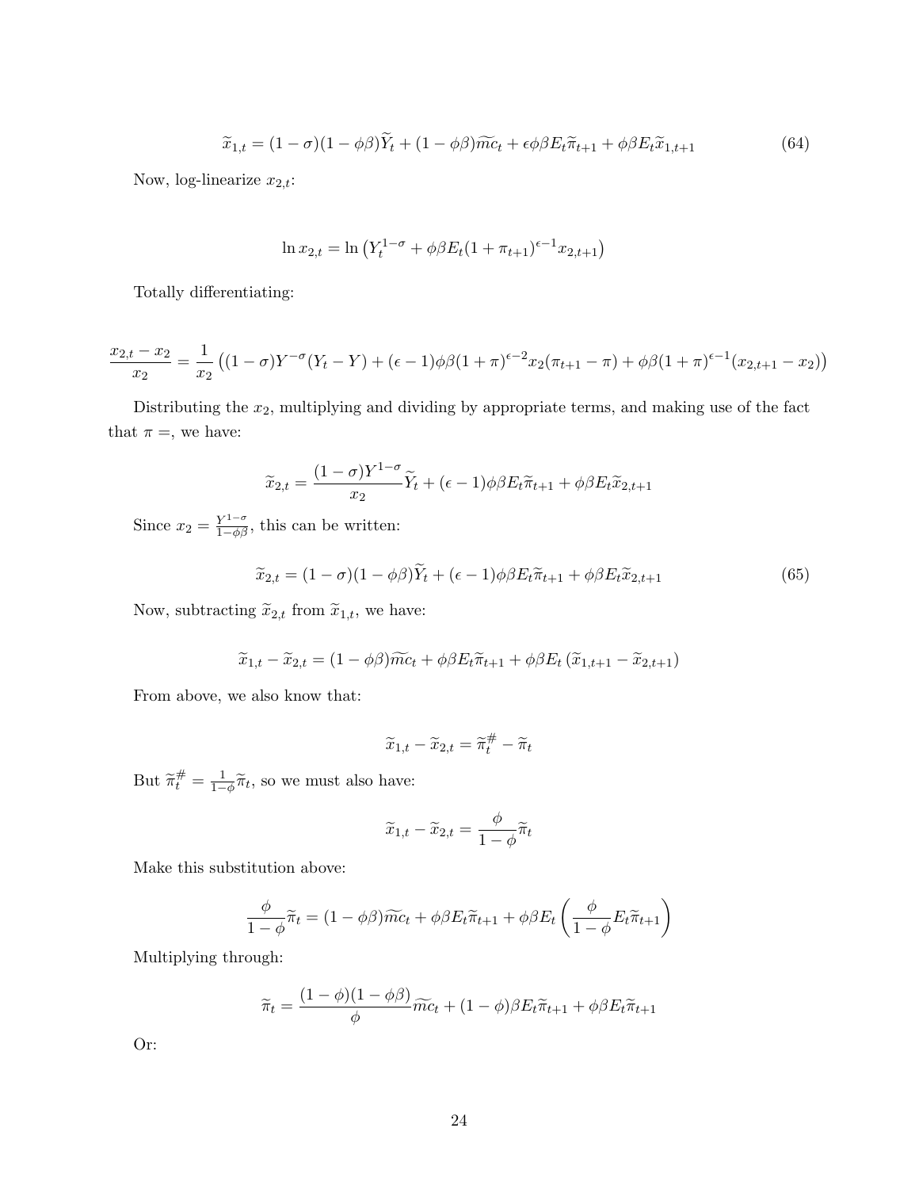$$\widetilde{x}_{1,t} = (1-\sigma)(1-\phi\beta)\widetilde{Y}_t + (1-\phi\beta)\widetilde{mc}_t + \epsilon\phi\beta E_t\widetilde{\pi}_{t+1} + \phi\beta E_t\widetilde{x}_{1,t+1} \tag{64}$$

Now, log-linearize $x_{2,t}$:

$$\ln x_{2,t} = \ln\left(Y_t^{1-\sigma} + \phi\beta E_t(1+\pi_{t+1})^{\epsilon-1}x_{2,t+1}\right)$$

Totally differentiating:

$$\frac{x_{2,t}-x_2}{x_2} = \frac{1}{x_2}\left((1-\sigma)Y^{-\sigma}(Y_t - Y) + (\epsilon-1)\phi\beta(1+\pi)^{\epsilon-2}x_2(\pi_{t+1}-\pi) + \phi\beta(1+\pi)^{\epsilon-1}(x_{2,t+1}-x_2)\right)$$

Distributing the $x_2$, multiplying and dividing by appropriate terms, and making use of the fact that $\pi =$, we have:

$$\widetilde{x}_{2,t} = \frac{(1-\sigma)Y^{1-\sigma}}{x_2}\widetilde{Y}_t + (\epsilon-1)\phi\beta E_t\widetilde{\pi}_{t+1} + \phi\beta E_t\widetilde{x}_{2,t+1}$$

Since $x_2 = \frac{Y^{1-\sigma}}{1-\phi\beta}$, this can be written:

$$\widetilde{x}_{2,t} = (1-\sigma)(1-\phi\beta)\widetilde{Y}_t + (\epsilon-1)\phi\beta E_t\widetilde{\pi}_{t+1} + \phi\beta E_t\widetilde{x}_{2,t+1} \tag{65}$$

Now, subtracting $\widetilde{x}_{2,t}$ from $\widetilde{x}_{1,t}$, we have:

$$\widetilde{x}_{1,t} - \widetilde{x}_{2,t} = (1-\phi\beta)\widetilde{mc}_t + \phi\beta E_t\widetilde{\pi}_{t+1} + \phi\beta E_t\left(\widetilde{x}_{1,t+1} - \widetilde{x}_{2,t+1}\right)$$

From above, we also know that:

$$\widetilde{x}_{1,t} - \widetilde{x}_{2,t} = \widetilde{\pi}_t^{\#} - \widetilde{\pi}_t$$

But $\widetilde{\pi}_t^{\#} = \frac{1}{1-\phi}\widetilde{\pi}_t$, so we must also have:

$$\widetilde{x}_{1,t} - \widetilde{x}_{2,t} = \frac{\phi}{1-\phi}\widetilde{\pi}_t$$

Make this substitution above:

$$\frac{\phi}{1-\phi}\widetilde{\pi}_t = (1-\phi\beta)\widetilde{mc}_t + \phi\beta E_t\widetilde{\pi}_{t+1} + \phi\beta E_t\left(\frac{\phi}{1-\phi}E_t\widetilde{\pi}_{t+1}\right)$$

Multiplying through:

$$\widetilde{\pi}_t = \frac{(1-\phi)(1-\phi\beta)}{\phi}\widetilde{mc}_t + (1-\phi)\beta E_t\widetilde{\pi}_{t+1} + \phi\beta E_t\widetilde{\pi}_{t+1}$$

Or: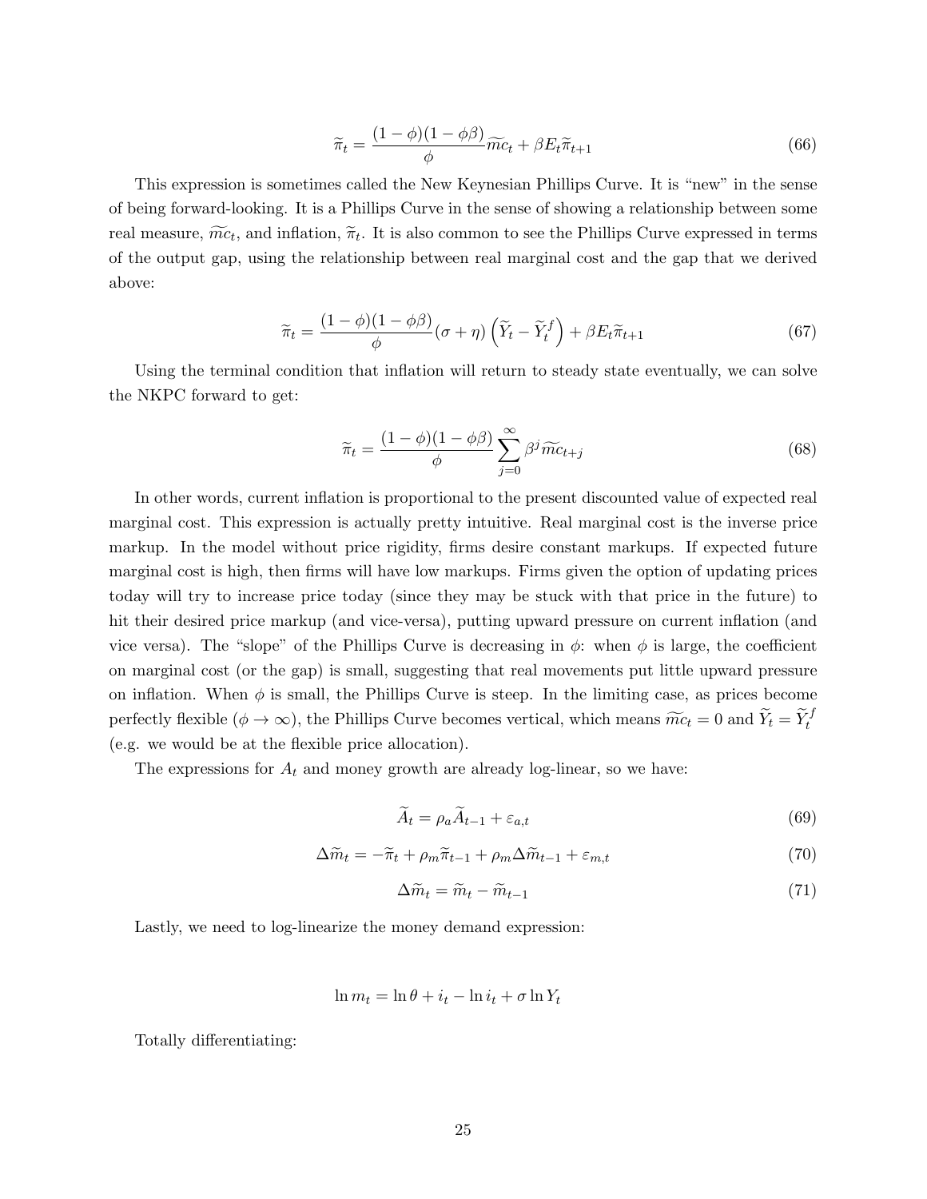$$\widetilde{\pi}_t = \frac{(1-\phi)(1-\phi\beta)}{\phi}\widetilde{mc}_t + \beta E_t \widetilde{\pi}_{t+1} \tag{66}$$

This expression is sometimes called the New Keynesian Phillips Curve. It is "new" in the sense of being forward-looking. It is a Phillips Curve in the sense of showing a relationship between some real measure, $\widetilde{mc}_t$, and inflation, $\widetilde{\pi}_t$. It is also common to see the Phillips Curve expressed in terms of the output gap, using the relationship between real marginal cost and the gap that we derived above:

$$\widetilde{\pi}_t = \frac{(1-\phi)(1-\phi\beta)}{\phi}(\sigma+\eta)\left(\widetilde{Y}_t - \widetilde{Y}_t^f\right) + \beta E_t \widetilde{\pi}_{t+1} \tag{67}$$

Using the terminal condition that inflation will return to steady state eventually, we can solve the NKPC forward to get:

$$\widetilde{\pi}_t = \frac{(1-\phi)(1-\phi\beta)}{\phi}\sum_{j=0}^{\infty}\beta^j \widetilde{mc}_{t+j} \tag{68}$$

In other words, current inflation is proportional to the present discounted value of expected real marginal cost. This expression is actually pretty intuitive. Real marginal cost is the inverse price markup. In the model without price rigidity, firms desire constant markups. If expected future marginal cost is high, then firms will have low markups. Firms given the option of updating prices today will try to increase price today (since they may be stuck with that price in the future) to hit their desired price markup (and vice-versa), putting upward pressure on current inflation (and vice versa). The "slope" of the Phillips Curve is decreasing in $\phi$: when $\phi$ is large, the coefficient on marginal cost (or the gap) is small, suggesting that real movements put little upward pressure on inflation. When $\phi$ is small, the Phillips Curve is steep. In the limiting case, as prices become perfectly flexible ($\phi \to \infty$), the Phillips Curve becomes vertical, which means $\widetilde{mc}_t = 0$ and $\widetilde{Y}_t = \widetilde{Y}_t^f$ (e.g. we would be at the flexible price allocation).

The expressions for $A_t$ and money growth are already log-linear, so we have:

$$\widetilde{A}_t = \rho_a \widetilde{A}_{t-1} + \varepsilon_{a,t} \tag{69}$$

$$\Delta\widetilde{m}_t = -\widetilde{\pi}_t + \rho_m \widetilde{\pi}_{t-1} + \rho_m \Delta\widetilde{m}_{t-1} + \varepsilon_{m,t} \tag{70}$$

$$\Delta\widetilde{m}_t = \widetilde{m}_t - \widetilde{m}_{t-1} \tag{71}$$

Lastly, we need to log-linearize the money demand expression:

$$\ln m_t = \ln\theta + i_t - \ln i_t + \sigma \ln Y_t$$

Totally differentiating: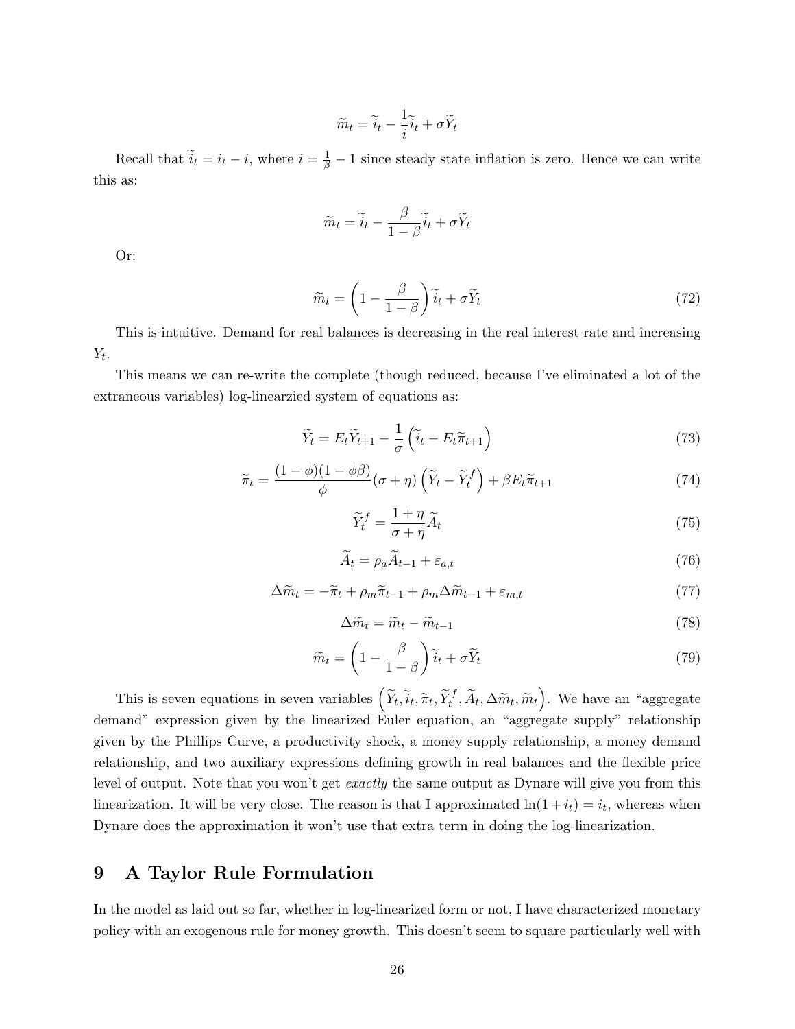$$\widetilde{m}_t = \widetilde{i}_t - \frac{1}{i}\widetilde{i}_t + \sigma \widetilde{Y}_t$$

Recall that $\widetilde{i}_t = i_t - i$, where $i = \frac{1}{\beta} - 1$ since steady state inflation is zero. Hence we can write this as:

$$\widetilde{m}_t = \widetilde{i}_t - \frac{\beta}{1-\beta}\widetilde{i}_t + \sigma \widetilde{Y}_t$$

Or:

$$\widetilde{m}_t = \left(1 - \frac{\beta}{1-\beta}\right)\widetilde{i}_t + \sigma \widetilde{Y}_t \tag{72}$$

This is intuitive. Demand for real balances is decreasing in the real interest rate and increasing $Y_t$.

This means we can re-write the complete (though reduced, because I've eliminated a lot of the extraneous variables) log-linearzied system of equations as:

$$\widetilde{Y}_t = E_t \widetilde{Y}_{t+1} - \frac{1}{\sigma}\left(\widetilde{i}_t - E_t \widetilde{\pi}_{t+1}\right) \tag{73}$$

$$\widetilde{\pi}_t = \frac{(1-\phi)(1-\phi\beta)}{\phi}(\sigma + \eta)\left(\widetilde{Y}_t - \widetilde{Y}_t^f\right) + \beta E_t \widetilde{\pi}_{t+1} \tag{74}$$

$$\widetilde{Y}_t^f = \frac{1+\eta}{\sigma+\eta}\widetilde{A}_t \tag{75}$$

$$\widetilde{A}_t = \rho_a \widetilde{A}_{t-1} + \varepsilon_{a,t} \tag{76}$$

$$\Delta\widetilde{m}_t = -\widetilde{\pi}_t + \rho_m \widetilde{\pi}_{t-1} + \rho_m \Delta\widetilde{m}_{t-1} + \varepsilon_{m,t} \tag{77}$$

$$\Delta\widetilde{m}_t = \widetilde{m}_t - \widetilde{m}_{t-1} \tag{78}$$

$$\widetilde{m}_t = \left(1 - \frac{\beta}{1-\beta}\right)\widetilde{i}_t + \sigma \widetilde{Y}_t \tag{79}$$

This is seven equations in seven variables $\left(\widetilde{Y}_t, \widetilde{i}_t, \widetilde{\pi}_t, \widetilde{Y}_t^f, \widetilde{A}_t, \Delta\widetilde{m}_t, \widetilde{m}_t\right)$. We have an "aggregate demand" expression given by the linearized Euler equation, an "aggregate supply" relationship given by the Phillips Curve, a productivity shock, a money supply relationship, a money demand relationship, and two auxiliary expressions defining growth in real balances and the flexible price level of output. Note that you won't get *exactly* the same output as Dynare will give you from this linearization. It will be very close. The reason is that I approximated $\ln(1+i_t) = i_t$, whereas when Dynare does the approximation it won't use that extra term in doing the log-linearization.

## 9 A Taylor Rule Formulation

In the model as laid out so far, whether in log-linearized form or not, I have characterized monetary policy with an exogenous rule for money growth. This doesn't seem to square particularly well with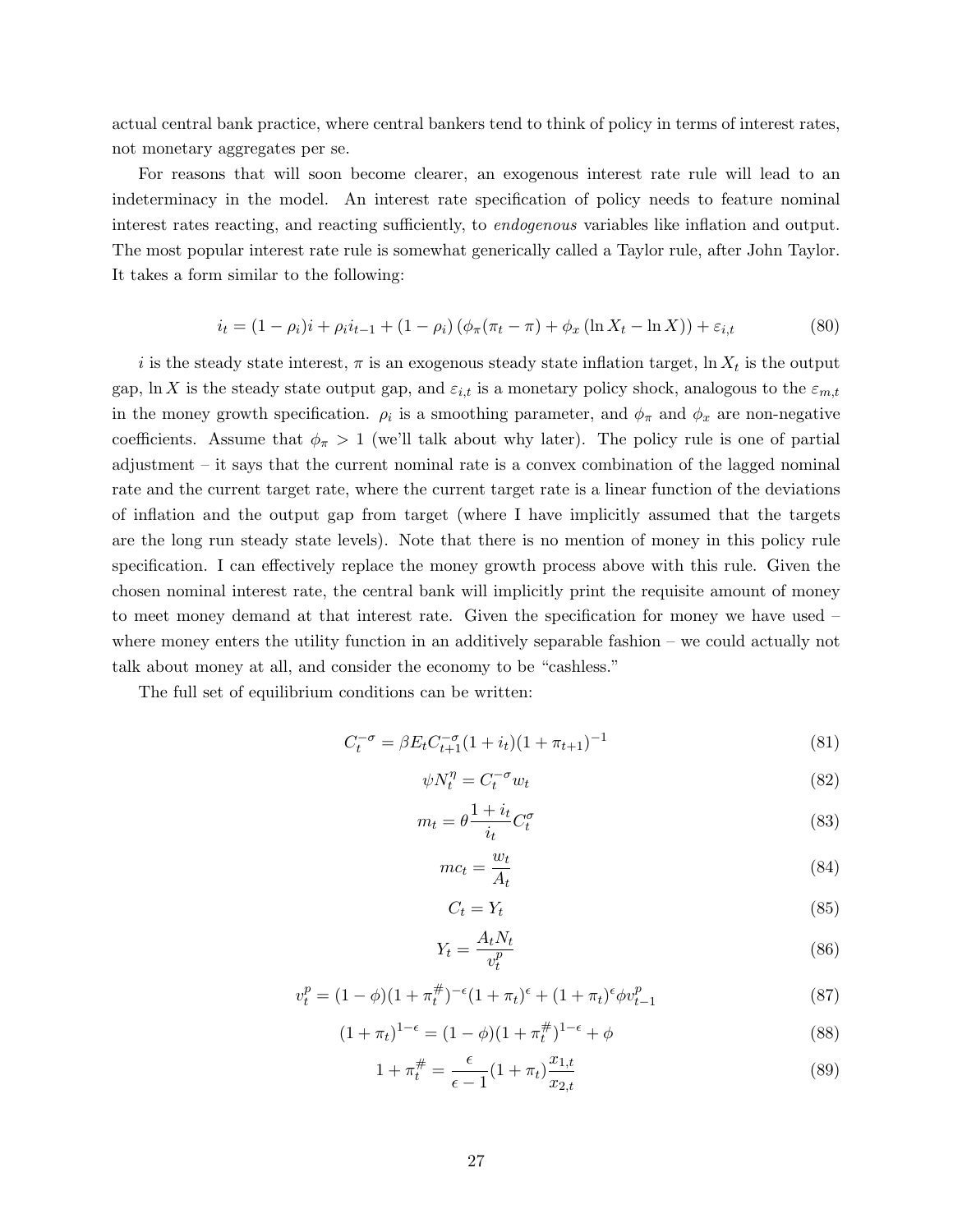actual central bank practice, where central bankers tend to think of policy in terms of interest rates, not monetary aggregates per se.

For reasons that will soon become clearer, an exogenous interest rate rule will lead to an indeterminacy in the model. An interest rate specification of policy needs to feature nominal interest rates reacting, and reacting sufficiently, to *endogenous* variables like inflation and output. The most popular interest rate rule is somewhat generically called a Taylor rule, after John Taylor. It takes a form similar to the following:

$$i_t = (1-\rho_i)i + \rho_i i_{t-1} + (1-\rho_i)\left(\phi_\pi(\pi_t - \pi) + \phi_x\left(\ln X_t - \ln X\right)\right) + \varepsilon_{i,t} \tag{80}$$

$i$ is the steady state interest, $\pi$ is an exogenous steady state inflation target, $\ln X_t$ is the output gap, $\ln X$ is the steady state output gap, and $\varepsilon_{i,t}$ is a monetary policy shock, analogous to the $\varepsilon_{m,t}$ in the money growth specification. $\rho_i$ is a smoothing parameter, and $\phi_\pi$ and $\phi_x$ are non-negative coefficients. Assume that $\phi_\pi > 1$ (we'll talk about why later). The policy rule is one of partial adjustment – it says that the current nominal rate is a convex combination of the lagged nominal rate and the current target rate, where the current target rate is a linear function of the deviations of inflation and the output gap from target (where I have implicitly assumed that the targets are the long run steady state levels). Note that there is no mention of money in this policy rule specification. I can effectively replace the money growth process above with this rule. Given the chosen nominal interest rate, the central bank will implicitly print the requisite amount of money to meet money demand at that interest rate. Given the specification for money we have used – where money enters the utility function in an additively separable fashion – we could actually not talk about money at all, and consider the economy to be "cashless."

The full set of equilibrium conditions can be written:

$$C_t^{-\sigma} = \beta E_t C_{t+1}^{-\sigma}(1+i_t)(1+\pi_{t+1})^{-1} \tag{81}$$

$$\psi N_t^{\eta} = C_t^{-\sigma} w_t \tag{82}$$

$$m_t = \theta \frac{1+i_t}{i_t} C_t^{\sigma} \tag{83}$$

$$mc_t = \frac{w_t}{A_t} \tag{84}$$

$$C_t = Y_t \tag{85}$$

$$Y_t = \frac{A_t N_t}{v_t^p} \tag{86}$$

$$v_t^p = (1-\phi)(1+\pi_t^{\#})^{-\epsilon}(1+\pi_t)^{\epsilon} + (1+\pi_t)^{\epsilon}\phi v_{t-1}^p \tag{87}$$

$$(1+\pi_t)^{1-\epsilon} = (1-\phi)(1+\pi_t^{\#})^{1-\epsilon} + \phi \tag{88}$$

$$1+\pi_t^{\#} = \frac{\epsilon}{\epsilon-1}(1+\pi_t)\frac{x_{1,t}}{x_{2,t}} \tag{89}$$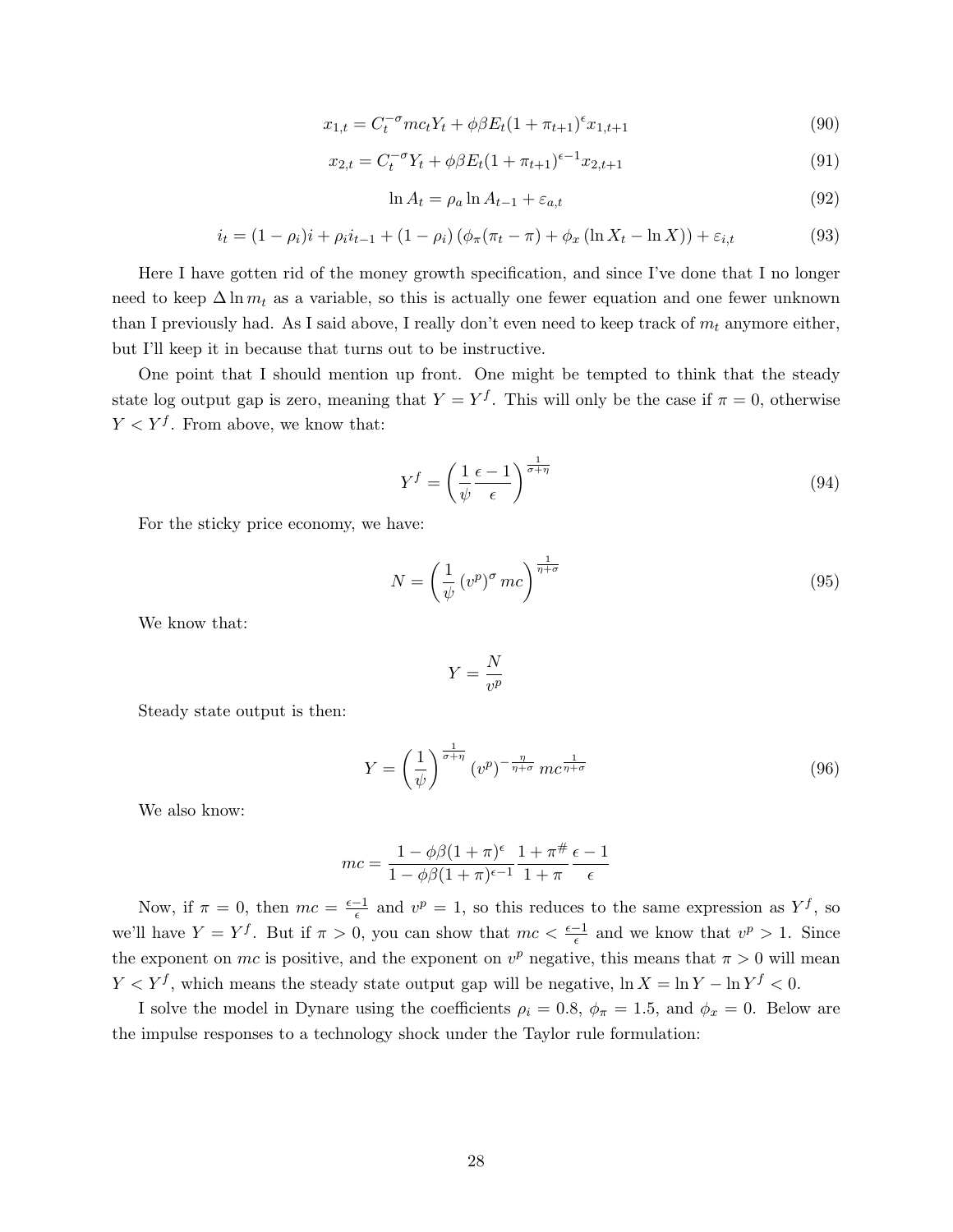$$x_{1,t} = C_t^{-\sigma} mc_t Y_t + \phi\beta E_t (1+\pi_{t+1})^{\epsilon} x_{1,t+1} \tag{90}$$

$$x_{2,t} = C_t^{-\sigma} Y_t + \phi\beta E_t (1+\pi_{t+1})^{\epsilon-1} x_{2,t+1} \tag{91}$$

$$\ln A_t = \rho_a \ln A_{t-1} + \varepsilon_{a,t} \tag{92}$$

$$i_t = (1-\rho_i)i + \rho_i i_{t-1} + (1-\rho_i)\left(\phi_\pi(\pi_t - \pi) + \phi_x\left(\ln X_t - \ln X\right)\right) + \varepsilon_{i,t} \tag{93}$$

Here I have gotten rid of the money growth specification, and since I've done that I no longer need to keep $\Delta \ln m_t$ as a variable, so this is actually one fewer equation and one fewer unknown than I previously had. As I said above, I really don't even need to keep track of $m_t$ anymore either, but I'll keep it in because that turns out to be instructive.

One point that I should mention up front. One might be tempted to think that the steady state log output gap is zero, meaning that $Y = Y^f$. This will only be the case if $\pi = 0$, otherwise $Y < Y^f$. From above, we know that:

$$Y^f = \left(\frac{1}{\psi}\frac{\epsilon - 1}{\epsilon}\right)^{\frac{1}{\sigma+\eta}} \tag{94}$$

For the sticky price economy, we have:

$$N = \left(\frac{1}{\psi}\left(v^p\right)^{\sigma} mc\right)^{\frac{1}{\eta+\sigma}} \tag{95}$$

We know that:

$$Y = \frac{N}{v^p}$$

Steady state output is then:

$$Y = \left(\frac{1}{\psi}\right)^{\frac{1}{\sigma+\eta}} \left(v^p\right)^{-\frac{\eta}{\eta+\sigma}} mc^{\frac{1}{\eta+\sigma}} \tag{96}$$

We also know:

$$mc = \frac{1-\phi\beta(1+\pi)^{\epsilon}}{1-\phi\beta(1+\pi)^{\epsilon-1}} \frac{1+\pi^{\#}}{1+\pi} \frac{\epsilon-1}{\epsilon}$$

Now, if $\pi = 0$, then $mc = \frac{\epsilon-1}{\epsilon}$ and $v^p = 1$, so this reduces to the same expression as $Y^f$, so we'll have $Y = Y^f$. But if $\pi > 0$, you can show that $mc < \frac{\epsilon-1}{\epsilon}$ and we know that $v^p > 1$. Since the exponent on $mc$ is positive, and the exponent on $v^p$ negative, this means that $\pi > 0$ will mean $Y < Y^f$, which means the steady state output gap will be negative, $\ln X = \ln Y - \ln Y^f < 0$.

I solve the model in Dynare using the coefficients $\rho_i = 0.8$, $\phi_\pi = 1.5$, and $\phi_x = 0$. Below are the impulse responses to a technology shock under the Taylor rule formulation: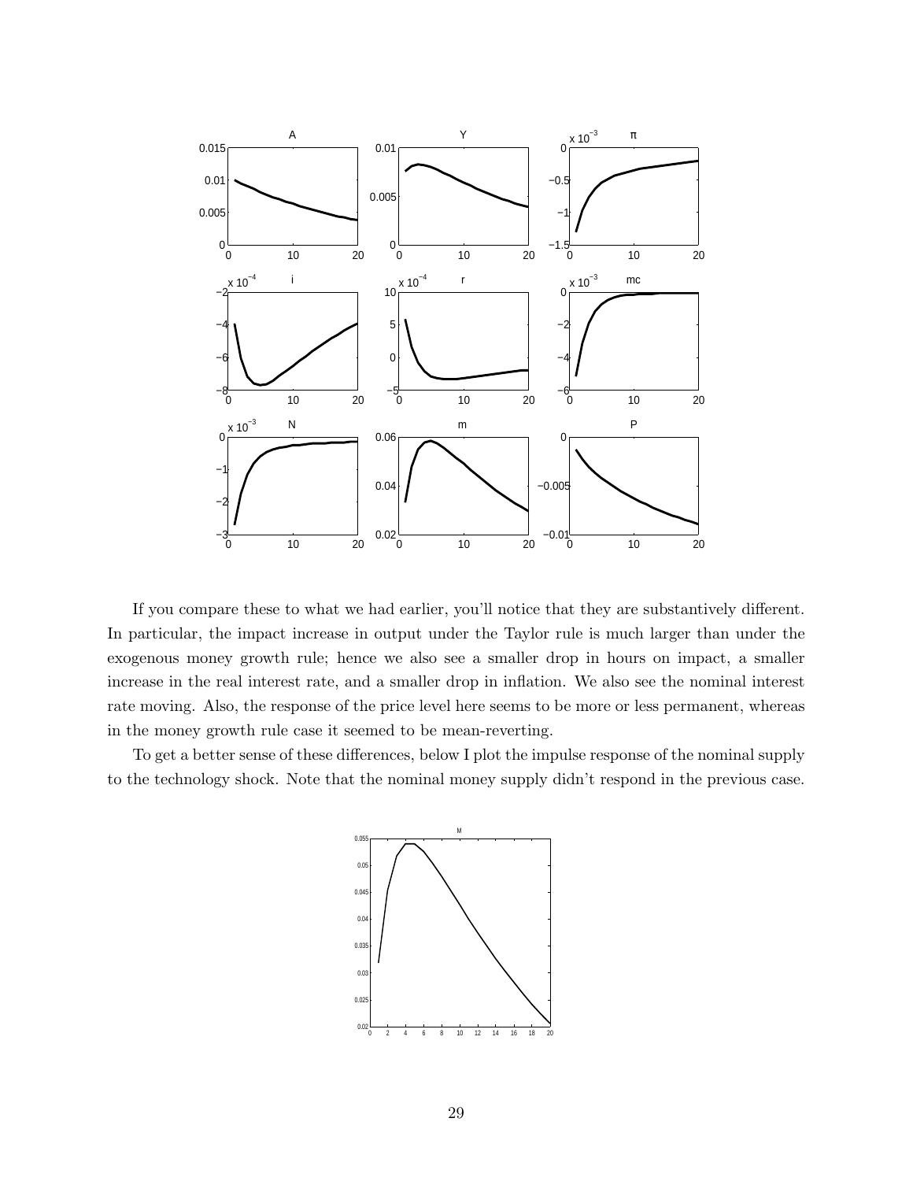A

0.015
0.01
0.005
0
0 10 20

Y

0.01
0.005
0
0 10 20

x 10^−3 π

0
−0.5
−1
−1.5
0 10 20

x 10^−4 i

−2
−4
−6
−8
0 10 20

x 10^−4 r

10
5
0
−5
0 10 20

x 10^−3 mc

0
−2
−4
−6
0 10 20

x 10^−3 N

0
−1
−2
−3
0 10 20

m

0.06
0.04
0.02
0 10 20

P

0
−0.005
−0.01
0 10 20

If you compare these to what we had earlier, you'll notice that they are substantively different. In particular, the impact increase in output under the Taylor rule is much larger than under the exogenous money growth rule; hence we also see a smaller drop in hours on impact, a smaller increase in the real interest rate, and a smaller drop in inflation. We also see the nominal interest rate moving. Also, the response of the price level here seems to be more or less permanent, whereas in the money growth rule case it seemed to be mean-reverting.

To get a better sense of these differences, below I plot the impulse response of the nominal supply to the technology shock. Note that the nominal money supply didn't respond in the previous case.

M

0.055
0.05
0.045
0.04
0.035
0.03
0.025
0.02
0 2 4 6 8 10 12 14 16 18 20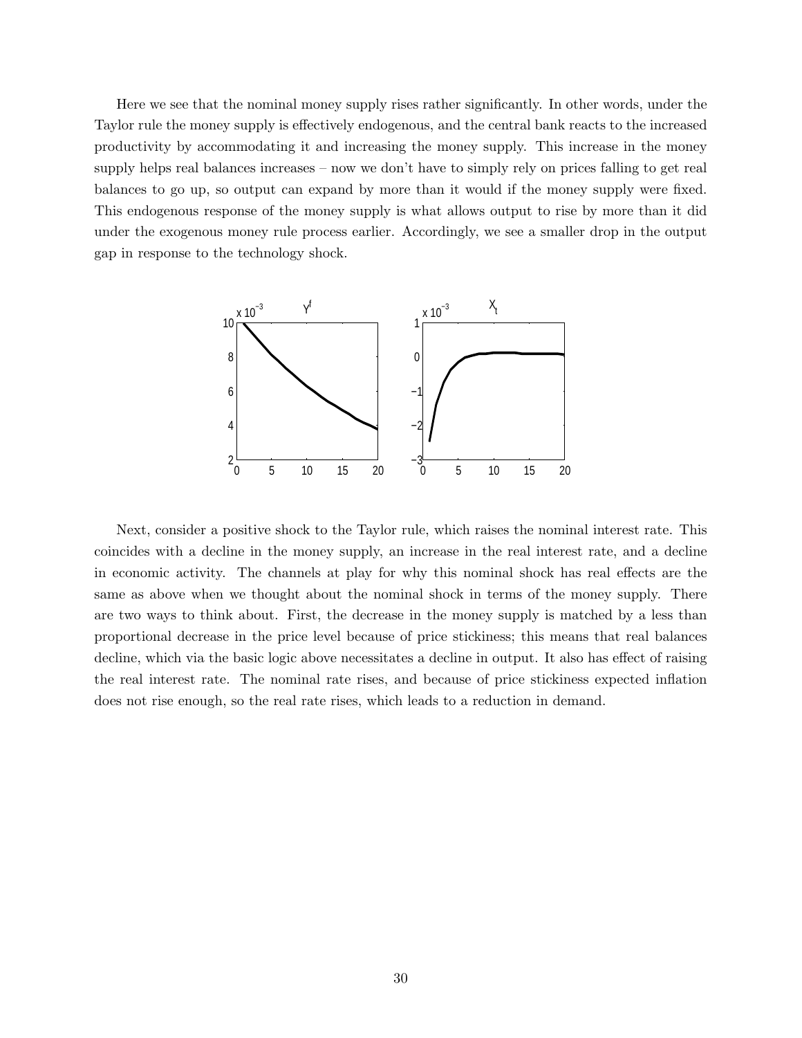Here we see that the nominal money supply rises rather significantly. In other words, under the Taylor rule the money supply is effectively endogenous, and the central bank reacts to the increased productivity by accommodating it and increasing the money supply. This increase in the money supply helps real balances increases – now we don't have to simply rely on prices falling to get real balances to go up, so output can expand by more than it would if the money supply were fixed. This endogenous response of the money supply is what allows output to rise by more than it did under the exogenous money rule process earlier. Accordingly, we see a smaller drop in the output gap in response to the technology shock.

$Y^f$

x 10^−3

10
8
6
4
2
0 5 10 15 20

$X_t$

x 10^−3

1
0
−1
−2
−3
0 5 10 15 20

Next, consider a positive shock to the Taylor rule, which raises the nominal interest rate. This coincides with a decline in the money supply, an increase in the real interest rate, and a decline in economic activity. The channels at play for why this nominal shock has real effects are the same as above when we thought about the nominal shock in terms of the money supply. There are two ways to think about. First, the decrease in the money supply is matched by a less than proportional decrease in the price level because of price stickiness; this means that real balances decline, which via the basic logic above necessitates a decline in output. It also has effect of raising the real interest rate. The nominal rate rises, and because of price stickiness expected inflation does not rise enough, so the real rate rises, which leads to a reduction in demand.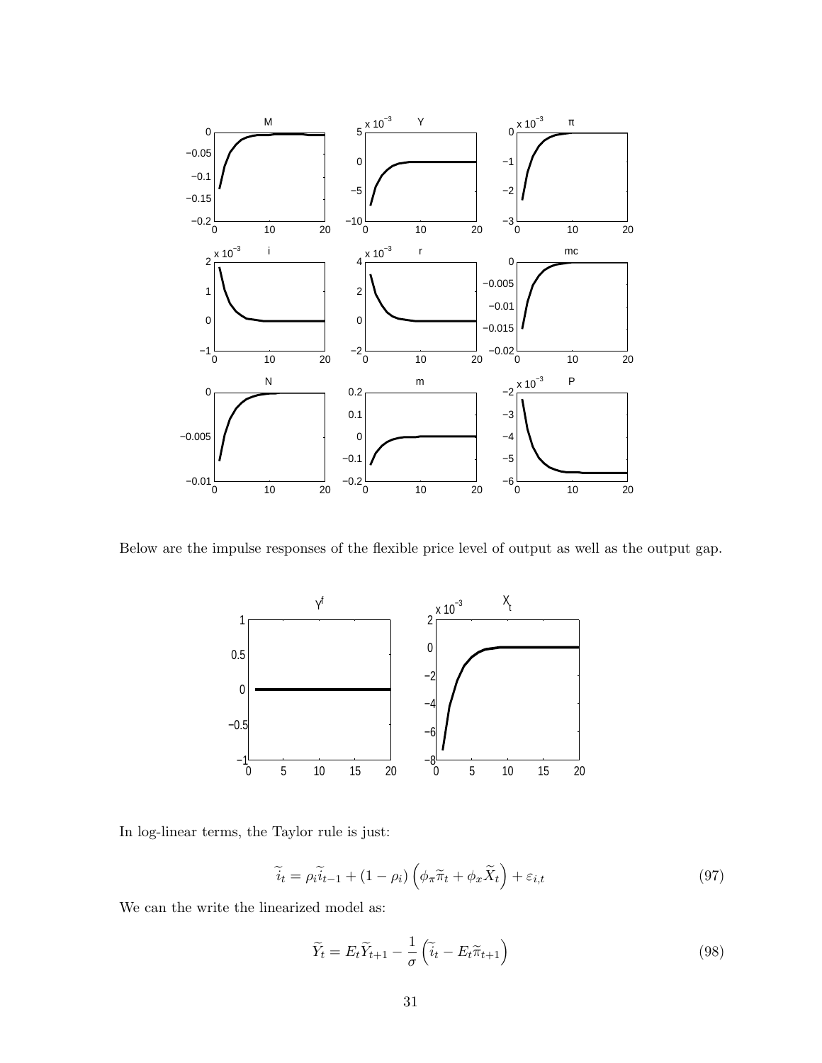M

0
−0.05
−0.1
−0.15
−0.2
0 10 20

x 10^−3 Y

5
0
−5
−10
0 10 20

x 10^−3 π

0
−1
−2
−3
0 10 20

x 10^−3 i

2
1
0
−1
0 10 20

x 10^−3 r

4
2
0
−2
0 10 20

mc

0
−0.005
−0.01
−0.015
−0.02
0 10 20

N

0
−0.005
−0.01
0 10 20

m

0.2
0.1
0
−0.1
−0.2
0 10 20

x 10^−3 P

−2
−3
−4
−5
−6
0 10 20

Below are the impulse responses of the flexible price level of output as well as the output gap.

Y^f

1
0.5
0
−0.5
−1
0 5 10 15 20

x 10^−3 X_t

2
0
−2
−4
−6
−8
0 5 10 15 20

In log-linear terms, the Taylor rule is just:

$$\widetilde{i}_t = \rho_i \widetilde{i}_{t-1} + (1 - \rho_i)\left(\phi_\pi \widetilde{\pi}_t + \phi_x \widetilde{X}_t\right) + \varepsilon_{i,t} \tag{97}$$

We can the write the linearized model as:

$$\widetilde{Y}_t = E_t \widetilde{Y}_{t+1} - \frac{1}{\sigma}\left(\widetilde{i}_t - E_t \widetilde{\pi}_{t+1}\right) \tag{98}$$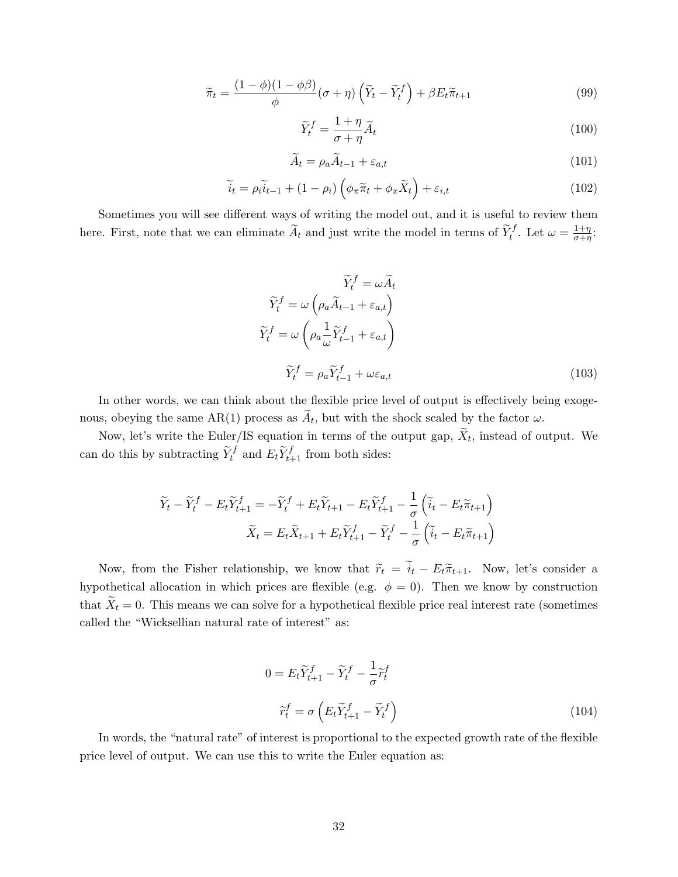$$\widetilde{\pi}_t = \frac{(1-\phi)(1-\phi\beta)}{\phi}(\sigma+\eta)\left(\widetilde{Y}_t - \widetilde{Y}_t^f\right) + \beta E_t \widetilde{\pi}_{t+1} \tag{99}$$

$$\widetilde{Y}_t^f = \frac{1+\eta}{\sigma+\eta}\widetilde{A}_t \tag{100}$$

$$\widetilde{A}_t = \rho_a \widetilde{A}_{t-1} + \varepsilon_{a,t} \tag{101}$$

$$\widetilde{i}_t = \rho_i \widetilde{i}_{t-1} + (1-\rho_i)\left(\phi_\pi \widetilde{\pi}_t + \phi_x \widetilde{X}_t\right) + \varepsilon_{i,t} \tag{102}$$

Sometimes you will see different ways of writing the model out, and it is useful to review them here. First, note that we can eliminate $\widetilde{A}_t$ and just write the model in terms of $\widetilde{Y}_t^f$. Let $\omega = \frac{1+\eta}{\sigma+\eta}$:

$$\widetilde{Y}_t^f = \omega \widetilde{A}_t$$

$$\widetilde{Y}_t^f = \omega\left(\rho_a \widetilde{A}_{t-1} + \varepsilon_{a,t}\right)$$

$$\widetilde{Y}_t^f = \omega\left(\rho_a \frac{1}{\omega}\widetilde{Y}_{t-1}^f + \varepsilon_{a,t}\right)$$

$$\widetilde{Y}_t^f = \rho_a \widetilde{Y}_{t-1}^f + \omega \varepsilon_{a,t} \tag{103}$$

In other words, we can think about the flexible price level of output is effectively being exogenous, obeying the same AR(1) process as $\widetilde{A}_t$, but with the shock scaled by the factor $\omega$.

Now, let's write the Euler/IS equation in terms of the output gap, $\widetilde{X}_t$, instead of output. We can do this by subtracting $\widetilde{Y}_t^f$ and $E_t\widetilde{Y}_{t+1}^f$ from both sides:

$$\widetilde{Y}_t - \widetilde{Y}_t^f - E_t\widetilde{Y}_{t+1}^f = -\widetilde{Y}_t^f + E_t\widetilde{Y}_{t+1} - E_t\widetilde{Y}_{t+1}^f - \frac{1}{\sigma}\left(\widetilde{i}_t - E_t\widetilde{\pi}_{t+1}\right)$$

$$\widetilde{X}_t = E_t\widetilde{X}_{t+1} + E_t\widetilde{Y}_{t+1}^f - \widetilde{Y}_t^f - \frac{1}{\sigma}\left(\widetilde{i}_t - E_t\widetilde{\pi}_{t+1}\right)$$

Now, from the Fisher relationship, we know that $\widetilde{r}_t = \widetilde{i}_t - E_t\widetilde{\pi}_{t+1}$. Now, let's consider a hypothetical allocation in which prices are flexible (e.g. $\phi = 0$). Then we know by construction that $\widetilde{X}_t = 0$. This means we can solve for a hypothetical flexible price real interest rate (sometimes called the "Wicksellian natural rate of interest" as:

$$0 = E_t\widetilde{Y}_{t+1}^f - \widetilde{Y}_t^f - \frac{1}{\sigma}\widetilde{r}_t^f$$

$$\widetilde{r}_t^f = \sigma\left(E_t\widetilde{Y}_{t+1}^f - \widetilde{Y}_t^f\right) \tag{104}$$

In words, the "natural rate" of interest is proportional to the expected growth rate of the flexible price level of output. We can use this to write the Euler equation as: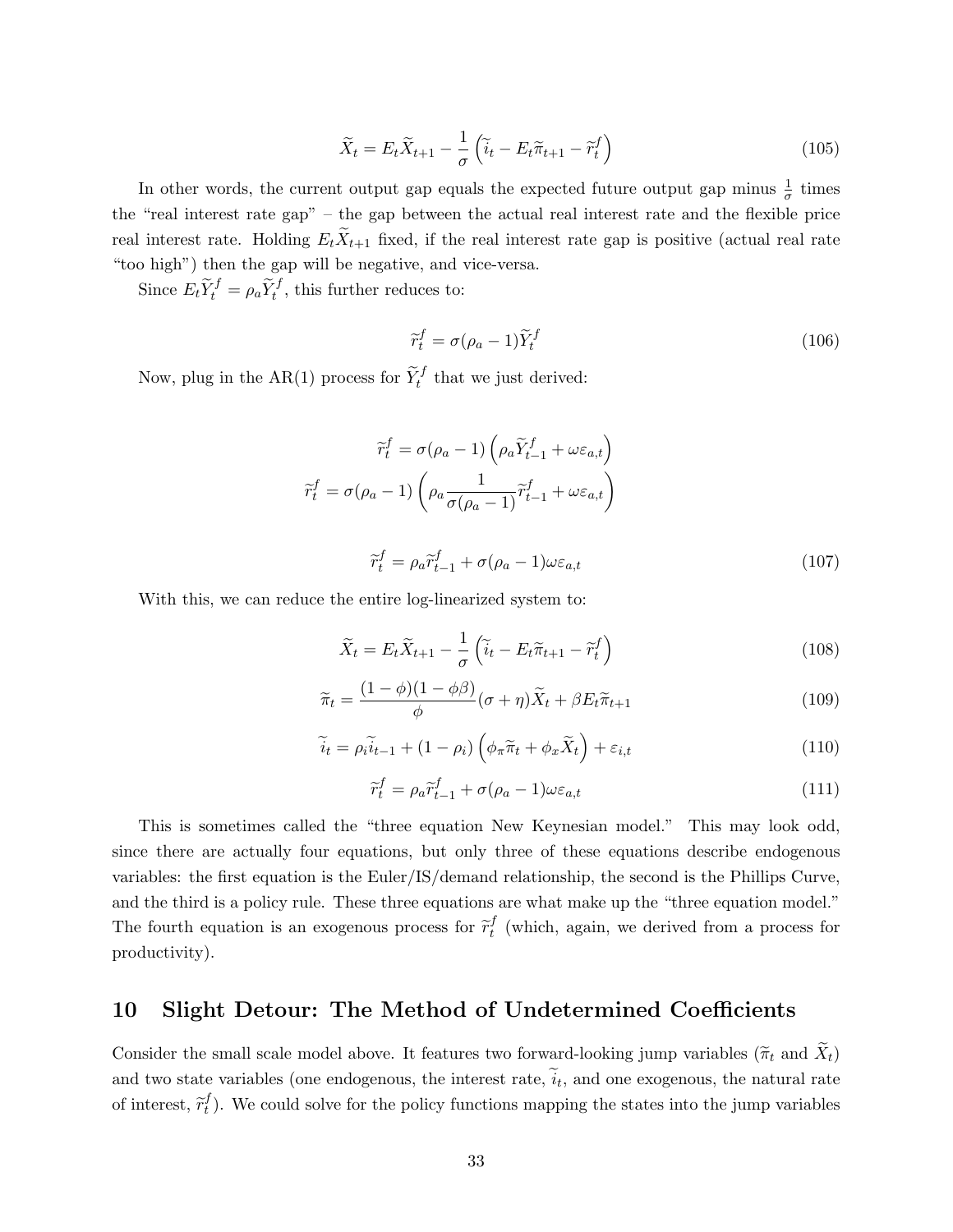$$\widetilde{X}_t = E_t \widetilde{X}_{t+1} - \frac{1}{\sigma}\left(\widetilde{i}_t - E_t \widetilde{\pi}_{t+1} - \widetilde{r}_t^f\right) \tag{105}$$

In other words, the current output gap equals the expected future output gap minus $\frac{1}{\sigma}$ times the "real interest rate gap" – the gap between the actual real interest rate and the flexible price real interest rate. Holding $E_t \widetilde{X}_{t+1}$ fixed, if the real interest rate gap is positive (actual real rate "too high") then the gap will be negative, and vice-versa.

Since $E_t \widetilde{Y}_t^f = \rho_a \widetilde{Y}_t^f$, this further reduces to:

$$\widetilde{r}_t^f = \sigma(\rho_a - 1)\widetilde{Y}_t^f \tag{106}$$

Now, plug in the AR(1) process for $\widetilde{Y}_t^f$ that we just derived:

$$\widetilde{r}_t^f = \sigma(\rho_a - 1)\left(\rho_a \widetilde{Y}_{t-1}^f + \omega \varepsilon_{a,t}\right)$$

$$\widetilde{r}_t^f = \sigma(\rho_a - 1)\left(\rho_a \frac{1}{\sigma(\rho_a - 1)} \widetilde{r}_{t-1}^f + \omega \varepsilon_{a,t}\right)$$

$$\widetilde{r}_t^f = \rho_a \widetilde{r}_{t-1}^f + \sigma(\rho_a - 1)\omega \varepsilon_{a,t} \tag{107}$$

With this, we can reduce the entire log-linearized system to:

$$\widetilde{X}_t = E_t \widetilde{X}_{t+1} - \frac{1}{\sigma}\left(\widetilde{i}_t - E_t \widetilde{\pi}_{t+1} - \widetilde{r}_t^f\right) \tag{108}$$

$$\widetilde{\pi}_t = \frac{(1-\phi)(1-\phi\beta)}{\phi}(\sigma + \eta)\widetilde{X}_t + \beta E_t \widetilde{\pi}_{t+1} \tag{109}$$

$$\widetilde{i}_t = \rho_i \widetilde{i}_{t-1} + (1-\rho_i)\left(\phi_\pi \widetilde{\pi}_t + \phi_x \widetilde{X}_t\right) + \varepsilon_{i,t} \tag{110}$$

$$\widetilde{r}_t^f = \rho_a \widetilde{r}_{t-1}^f + \sigma(\rho_a - 1)\omega \varepsilon_{a,t} \tag{111}$$

This is sometimes called the "three equation New Keynesian model." This may look odd, since there are actually four equations, but only three of these equations describe endogenous variables: the first equation is the Euler/IS/demand relationship, the second is the Phillips Curve, and the third is a policy rule. These three equations are what make up the "three equation model." The fourth equation is an exogenous process for $\widetilde{r}_t^f$ (which, again, we derived from a process for productivity).

## 10 Slight Detour: The Method of Undetermined Coefficients

Consider the small scale model above. It features two forward-looking jump variables ($\widetilde{\pi}_t$ and $\widetilde{X}_t$) and two state variables (one endogenous, the interest rate, $\widetilde{i}_t$, and one exogenous, the natural rate of interest, $\widetilde{r}_t^f$). We could solve for the policy functions mapping the states into the jump variables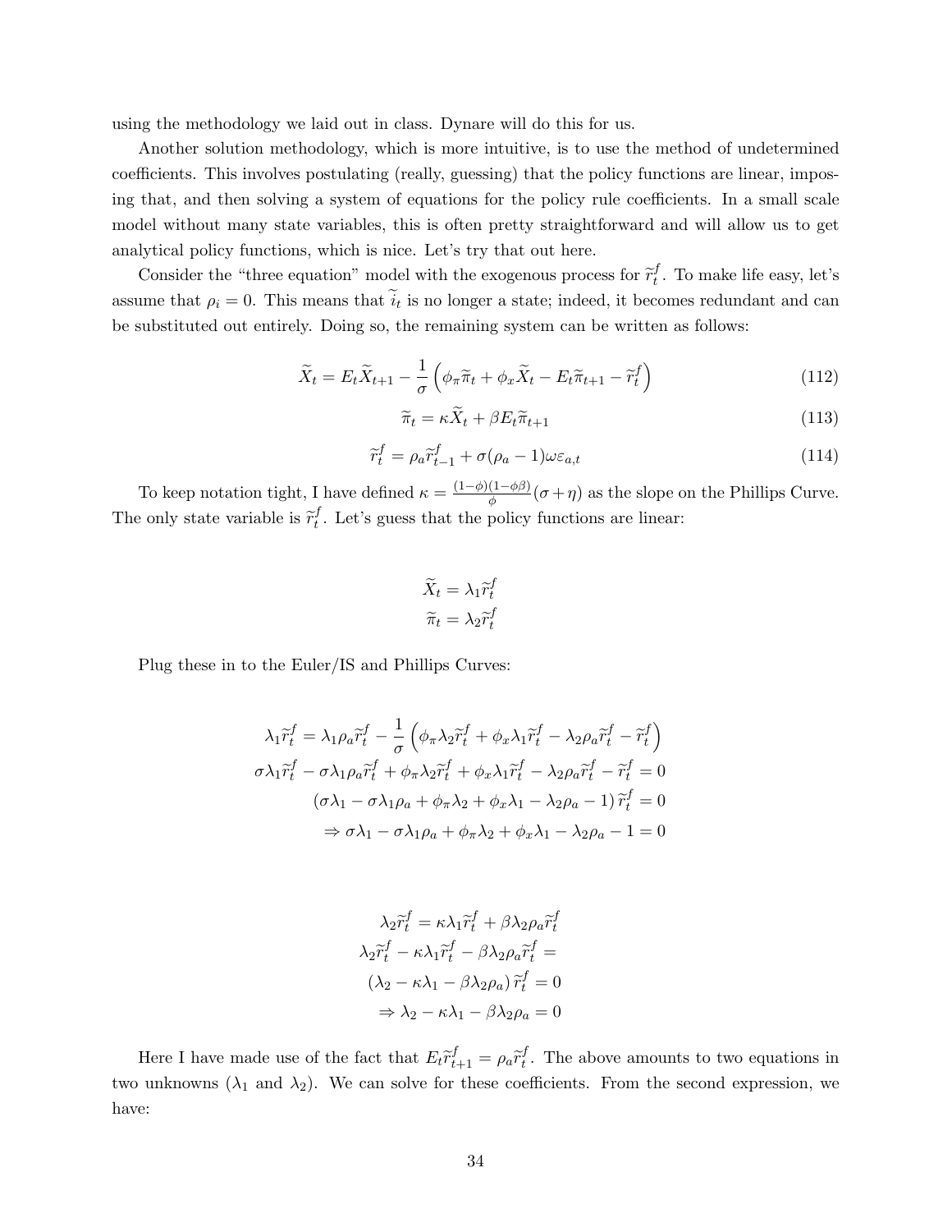using the methodology we laid out in class. Dynare will do this for us.

Another solution methodology, which is more intuitive, is to use the method of undetermined coefficients. This involves postulating (really, guessing) that the policy functions are linear, imposing that, and then solving a system of equations for the policy rule coefficients. In a small scale model without many state variables, this is often pretty straightforward and will allow us to get analytical policy functions, which is nice. Let's try that out here.

Consider the "three equation" model with the exogenous process for $\widetilde{r}_t^f$. To make life easy, let's assume that $\rho_i = 0$. This means that $\widetilde{i}_t$ is no longer a state; indeed, it becomes redundant and can be substituted out entirely. Doing so, the remaining system can be written as follows:

$$\widetilde{X}_t = E_t \widetilde{X}_{t+1} - \frac{1}{\sigma}\left(\phi_\pi \widetilde{\pi}_t + \phi_x \widetilde{X}_t - E_t \widetilde{\pi}_{t+1} - \widetilde{r}_t^f\right) \tag{112}$$

$$\widetilde{\pi}_t = \kappa \widetilde{X}_t + \beta E_t \widetilde{\pi}_{t+1} \tag{113}$$

$$\widetilde{r}_t^f = \rho_a \widetilde{r}_{t-1}^f + \sigma(\rho_a - 1)\omega \varepsilon_{a,t} \tag{114}$$

To keep notation tight, I have defined $\kappa = \frac{(1-\phi)(1-\phi\beta)}{\phi}(\sigma + \eta)$ as the slope on the Phillips Curve. The only state variable is $\widetilde{r}_t^f$. Let's guess that the policy functions are linear:

$$\widetilde{X}_t = \lambda_1 \widetilde{r}_t^f$$
$$\widetilde{\pi}_t = \lambda_2 \widetilde{r}_t^f$$

Plug these in to the Euler/IS and Phillips Curves:

$$\lambda_1 \widetilde{r}_t^f = \lambda_1 \rho_a \widetilde{r}_t^f - \frac{1}{\sigma}\left(\phi_\pi \lambda_2 \widetilde{r}_t^f + \phi_x \lambda_1 \widetilde{r}_t^f - \lambda_2 \rho_a \widetilde{r}_t^f - \widetilde{r}_t^f\right)$$
$$\sigma \lambda_1 \widetilde{r}_t^f - \sigma \lambda_1 \rho_a \widetilde{r}_t^f + \phi_\pi \lambda_2 \widetilde{r}_t^f + \phi_x \lambda_1 \widetilde{r}_t^f - \lambda_2 \rho_a \widetilde{r}_t^f - \widetilde{r}_t^f = 0$$
$$\left(\sigma \lambda_1 - \sigma \lambda_1 \rho_a + \phi_\pi \lambda_2 + \phi_x \lambda_1 - \lambda_2 \rho_a - 1\right)\widetilde{r}_t^f = 0$$
$$\Rightarrow \sigma \lambda_1 - \sigma \lambda_1 \rho_a + \phi_\pi \lambda_2 + \phi_x \lambda_1 - \lambda_2 \rho_a - 1 = 0$$

$$\lambda_2 \widetilde{r}_t^f = \kappa \lambda_1 \widetilde{r}_t^f + \beta \lambda_2 \rho_a \widetilde{r}_t^f$$
$$\lambda_2 \widetilde{r}_t^f - \kappa \lambda_1 \widetilde{r}_t^f - \beta \lambda_2 \rho_a \widetilde{r}_t^f =$$
$$\left(\lambda_2 - \kappa \lambda_1 - \beta \lambda_2 \rho_a\right)\widetilde{r}_t^f = 0$$
$$\Rightarrow \lambda_2 - \kappa \lambda_1 - \beta \lambda_2 \rho_a = 0$$

Here I have made use of the fact that $E_t \widetilde{r}_{t+1}^f = \rho_a \widetilde{r}_t^f$. The above amounts to two equations in two unknowns ($\lambda_1$ and $\lambda_2$). We can solve for these coefficients. From the second expression, we have: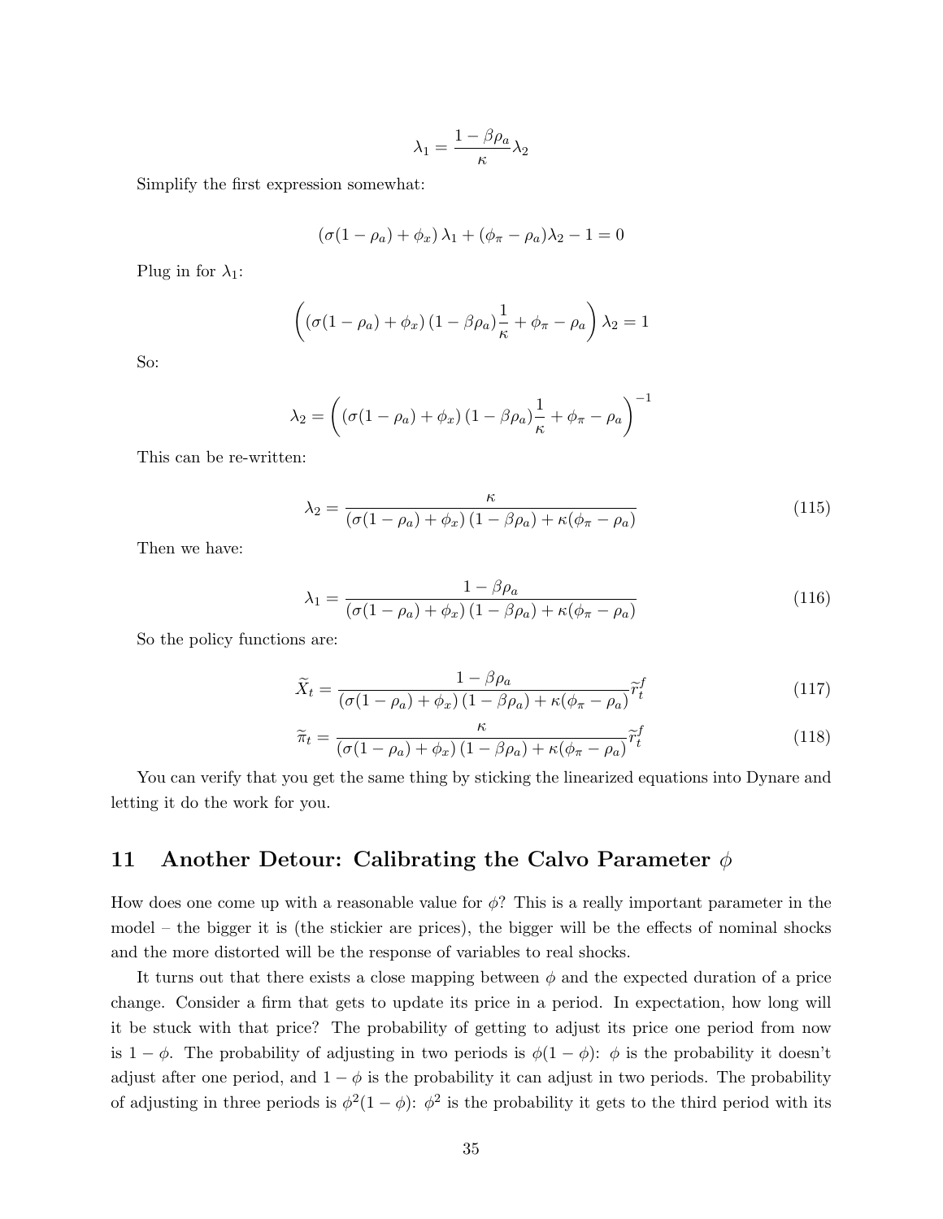$$\lambda_1 = \frac{1 - \beta\rho_a}{\kappa}\lambda_2$$

Simplify the first expression somewhat:

$$(\sigma(1 - \rho_a) + \phi_x)\lambda_1 + (\phi_\pi - \rho_a)\lambda_2 - 1 = 0$$

Plug in for $\lambda_1$:

$$\left((\sigma(1 - \rho_a) + \phi_x)(1 - \beta\rho_a)\frac{1}{\kappa} + \phi_\pi - \rho_a\right)\lambda_2 = 1$$

So:

$$\lambda_2 = \left((\sigma(1 - \rho_a) + \phi_x)(1 - \beta\rho_a)\frac{1}{\kappa} + \phi_\pi - \rho_a\right)^{-1}$$

This can be re-written:

$$\lambda_2 = \frac{\kappa}{(\sigma(1 - \rho_a) + \phi_x)(1 - \beta\rho_a) + \kappa(\phi_\pi - \rho_a)} \tag{115}$$

Then we have:

$$\lambda_1 = \frac{1 - \beta\rho_a}{(\sigma(1 - \rho_a) + \phi_x)(1 - \beta\rho_a) + \kappa(\phi_\pi - \rho_a)} \tag{116}$$

So the policy functions are:

$$\widetilde{X}_t = \frac{1 - \beta\rho_a}{(\sigma(1 - \rho_a) + \phi_x)(1 - \beta\rho_a) + \kappa(\phi_\pi - \rho_a)}\widetilde{r}_t^f \tag{117}$$

$$\widetilde{\pi}_t = \frac{\kappa}{(\sigma(1 - \rho_a) + \phi_x)(1 - \beta\rho_a) + \kappa(\phi_\pi - \rho_a)}\widetilde{r}_t^f \tag{118}$$

You can verify that you get the same thing by sticking the linearized equations into Dynare and letting it do the work for you.

## 11 Another Detour: Calibrating the Calvo Parameter $\phi$

How does one come up with a reasonable value for $\phi$? This is a really important parameter in the model – the bigger it is (the stickier are prices), the bigger will be the effects of nominal shocks and the more distorted will be the response of variables to real shocks.

It turns out that there exists a close mapping between $\phi$ and the expected duration of a price change. Consider a firm that gets to update its price in a period. In expectation, how long will it be stuck with that price? The probability of getting to adjust its price one period from now is $1 - \phi$. The probability of adjusting in two periods is $\phi(1 - \phi)$: $\phi$ is the probability it doesn't adjust after one period, and $1 - \phi$ is the probability it can adjust in two periods. The probability of adjusting in three periods is $\phi^2(1 - \phi)$: $\phi^2$ is the probability it gets to the third period with its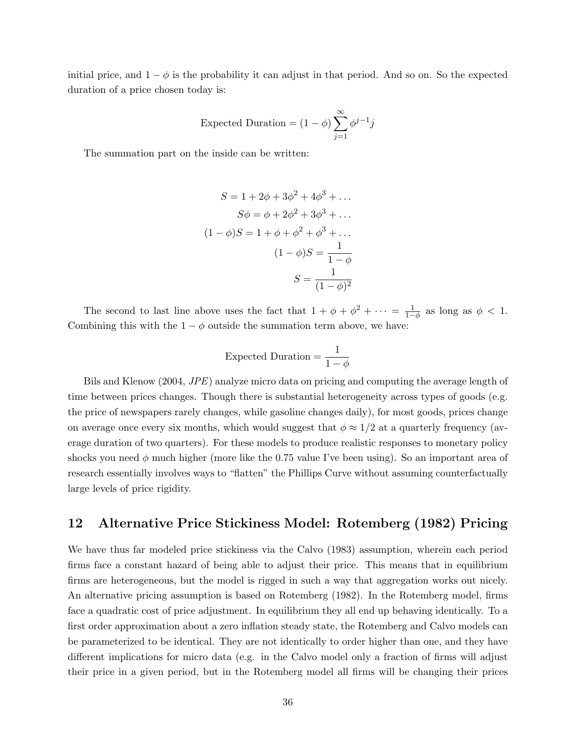initial price, and $1-\phi$ is the probability it can adjust in that period. And so on. So the expected duration of a price chosen today is:

$$\text{Expected Duration} = (1-\phi)\sum_{j=1}^{\infty}\phi^{j-1}j$$

The summation part on the inside can be written:

$$\begin{aligned}
S &= 1 + 2\phi + 3\phi^2 + 4\phi^3 + \dots \\
S\phi &= \phi + 2\phi^2 + 3\phi^3 + \dots \\
(1-\phi)S &= 1 + \phi + \phi^2 + \phi^3 + \dots \\
(1-\phi)S &= \frac{1}{1-\phi} \\
S &= \frac{1}{(1-\phi)^2}
\end{aligned}$$

The second to last line above uses the fact that $1 + \phi + \phi^2 + \dots = \frac{1}{1-\phi}$ as long as $\phi < 1$. Combining this with the $1-\phi$ outside the summation term above, we have:

$$\text{Expected Duration} = \frac{1}{1-\phi}$$

Bils and Klenow (2004, *JPE*) analyze micro data on pricing and computing the average length of time between prices changes. Though there is substantial heterogeneity across types of goods (e.g. the price of newspapers rarely changes, while gasoline changes daily), for most goods, prices change on average once every six months, which would suggest that $\phi \approx 1/2$ at a quarterly frequency (average duration of two quarters). For these models to produce realistic responses to monetary policy shocks you need $\phi$ much higher (more like the 0.75 value I've been using). So an important area of research essentially involves ways to "flatten" the Phillips Curve without assuming counterfactually large levels of price rigidity.

## 12 Alternative Price Stickiness Model: Rotemberg (1982) Pricing

We have thus far modeled price stickiness via the Calvo (1983) assumption, wherein each period firms face a constant hazard of being able to adjust their price. This means that in equilibrium firms are heterogeneous, but the model is rigged in such a way that aggregation works out nicely. An alternative pricing assumption is based on Rotemberg (1982). In the Rotemberg model, firms face a quadratic cost of price adjustment. In equilibrium they all end up behaving identically. To a first order approximation about a zero inflation steady state, the Rotemberg and Calvo models can be parameterized to be identical. They are not identically to order higher than one, and they have different implications for micro data (e.g. in the Calvo model only a fraction of firms will adjust their price in a given period, but in the Rotemberg model all firms will be changing their prices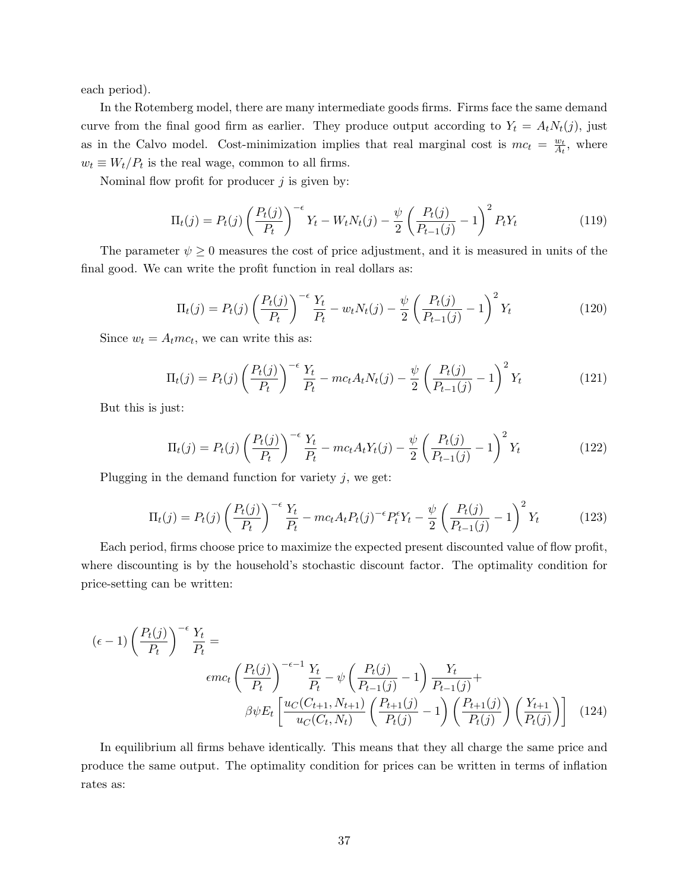each period).

In the Rotemberg model, there are many intermediate goods firms. Firms face the same demand curve from the final good firm as earlier. They produce output according to $Y_t = A_t N_t(j)$, just as in the Calvo model. Cost-minimization implies that real marginal cost is $mc_t = \frac{w_t}{A_t}$, where $w_t \equiv W_t/P_t$ is the real wage, common to all firms.

Nominal flow profit for producer $j$ is given by:

$$\Pi_t(j) = P_t(j)\left(\frac{P_t(j)}{P_t}\right)^{-\epsilon} Y_t - W_t N_t(j) - \frac{\psi}{2}\left(\frac{P_t(j)}{P_{t-1}(j)} - 1\right)^2 P_t Y_t \tag{119}$$

The parameter $\psi \geq 0$ measures the cost of price adjustment, and it is measured in units of the final good. We can write the profit function in real dollars as:

$$\Pi_t(j) = P_t(j)\left(\frac{P_t(j)}{P_t}\right)^{-\epsilon} \frac{Y_t}{P_t} - w_t N_t(j) - \frac{\psi}{2}\left(\frac{P_t(j)}{P_{t-1}(j)} - 1\right)^2 Y_t \tag{120}$$

Since $w_t = A_t mc_t$, we can write this as:

$$\Pi_t(j) = P_t(j)\left(\frac{P_t(j)}{P_t}\right)^{-\epsilon} \frac{Y_t}{P_t} - mc_t A_t N_t(j) - \frac{\psi}{2}\left(\frac{P_t(j)}{P_{t-1}(j)} - 1\right)^2 Y_t \tag{121}$$

But this is just:

$$\Pi_t(j) = P_t(j)\left(\frac{P_t(j)}{P_t}\right)^{-\epsilon} \frac{Y_t}{P_t} - mc_t A_t Y_t(j) - \frac{\psi}{2}\left(\frac{P_t(j)}{P_{t-1}(j)} - 1\right)^2 Y_t \tag{122}$$

Plugging in the demand function for variety $j$, we get:

$$\Pi_t(j) = P_t(j)\left(\frac{P_t(j)}{P_t}\right)^{-\epsilon} \frac{Y_t}{P_t} - mc_t A_t P_t(j)^{-\epsilon} P_t^{\epsilon} Y_t - \frac{\psi}{2}\left(\frac{P_t(j)}{P_{t-1}(j)} - 1\right)^2 Y_t \tag{123}$$

Each period, firms choose price to maximize the expected present discounted value of flow profit, where discounting is by the household's stochastic discount factor. The optimality condition for price-setting can be written:

$$(\epsilon - 1)\left(\frac{P_t(j)}{P_t}\right)^{-\epsilon} \frac{Y_t}{P_t} = \epsilon mc_t \left(\frac{P_t(j)}{P_t}\right)^{-\epsilon - 1} \frac{Y_t}{P_t} - \psi\left(\frac{P_t(j)}{P_{t-1}(j)} - 1\right)\frac{Y_t}{P_{t-1}(j)} + \beta\psi E_t\left[\frac{u_C(C_{t+1}, N_{t+1})}{u_C(C_t, N_t)}\left(\frac{P_{t+1}(j)}{P_t(j)} - 1\right)\left(\frac{P_{t+1}(j)}{P_t(j)}\right)\left(\frac{Y_{t+1}}{P_t(j)}\right)\right] \tag{124}$$

In equilibrium all firms behave identically. This means that they all charge the same price and produce the same output. The optimality condition for prices can be written in terms of inflation rates as: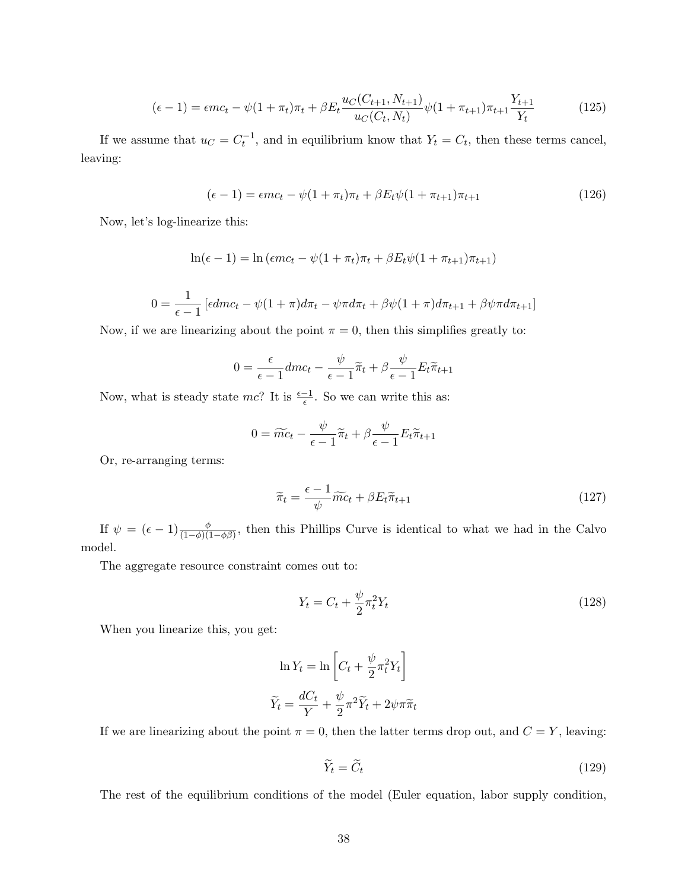$$(\epsilon - 1) = \epsilon mc_t - \psi(1+\pi_t)\pi_t + \beta E_t \frac{u_C(C_{t+1}, N_{t+1})}{u_C(C_t, N_t)} \psi(1+\pi_{t+1})\pi_{t+1}\frac{Y_{t+1}}{Y_t} \tag{125}$$

If we assume that $u_C = C_t^{-1}$, and in equilibrium know that $Y_t = C_t$, then these terms cancel, leaving:

$$(\epsilon - 1) = \epsilon mc_t - \psi(1+\pi_t)\pi_t + \beta E_t \psi(1+\pi_{t+1})\pi_{t+1} \tag{126}$$

Now, let's log-linearize this:

$$\ln(\epsilon - 1) = \ln\left(\epsilon mc_t - \psi(1+\pi_t)\pi_t + \beta E_t \psi(1+\pi_{t+1})\pi_{t+1}\right)$$

$$0 = \frac{1}{\epsilon - 1}\left[\epsilon dmc_t - \psi(1+\pi)d\pi_t - \psi\pi d\pi_t + \beta\psi(1+\pi)d\pi_{t+1} + \beta\psi\pi d\pi_{t+1}\right]$$

Now, if we are linearizing about the point $\pi = 0$, then this simplifies greatly to:

$$0 = \frac{\epsilon}{\epsilon - 1}dmc_t - \frac{\psi}{\epsilon - 1}\widetilde{\pi}_t + \beta\frac{\psi}{\epsilon - 1}E_t\widetilde{\pi}_{t+1}$$

Now, what is steady state $mc$? It is $\frac{\epsilon - 1}{\epsilon}$. So we can write this as:

$$0 = \widetilde{mc}_t - \frac{\psi}{\epsilon - 1}\widetilde{\pi}_t + \beta\frac{\psi}{\epsilon - 1}E_t\widetilde{\pi}_{t+1}$$

Or, re-arranging terms:

$$\widetilde{\pi}_t = \frac{\epsilon - 1}{\psi}\widetilde{mc}_t + \beta E_t \widetilde{\pi}_{t+1} \tag{127}$$

If $\psi = (\epsilon - 1)\frac{\phi}{(1-\phi)(1-\phi\beta)}$, then this Phillips Curve is identical to what we had in the Calvo model.

The aggregate resource constraint comes out to:

$$Y_t = C_t + \frac{\psi}{2}\pi_t^2 Y_t \tag{128}$$

When you linearize this, you get:

$$\ln Y_t = \ln\left[C_t + \frac{\psi}{2}\pi_t^2 Y_t\right]$$

$$\widetilde{Y}_t = \frac{dC_t}{Y} + \frac{\psi}{2}\pi^2\widetilde{Y}_t + 2\psi\pi\widetilde{\pi}_t$$

If we are linearizing about the point $\pi = 0$, then the latter terms drop out, and $C = Y$, leaving:

$$\widetilde{Y}_t = \widetilde{C}_t \tag{129}$$

The rest of the equilibrium conditions of the model (Euler equation, labor supply condition,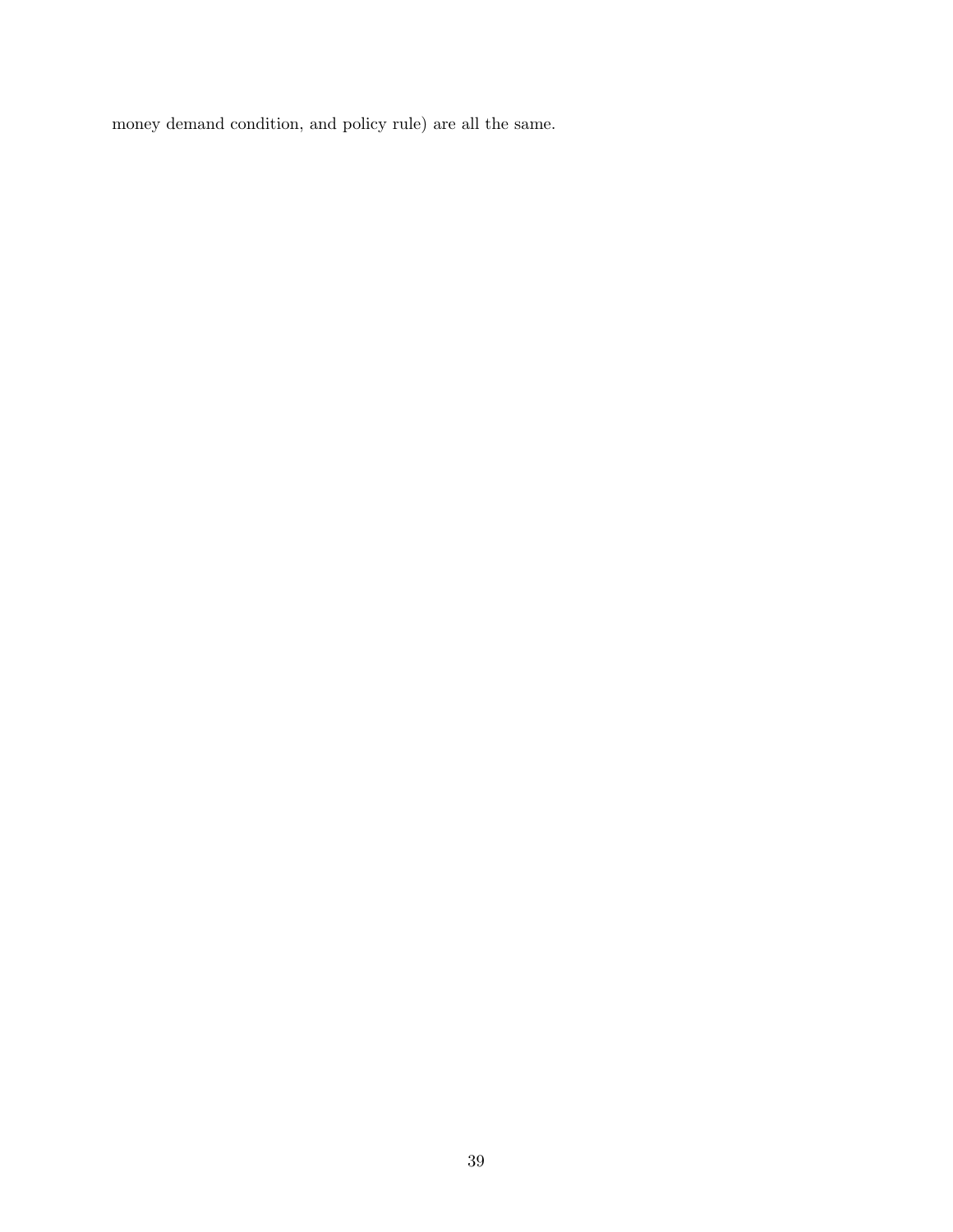money demand condition, and policy rule) are all the same.